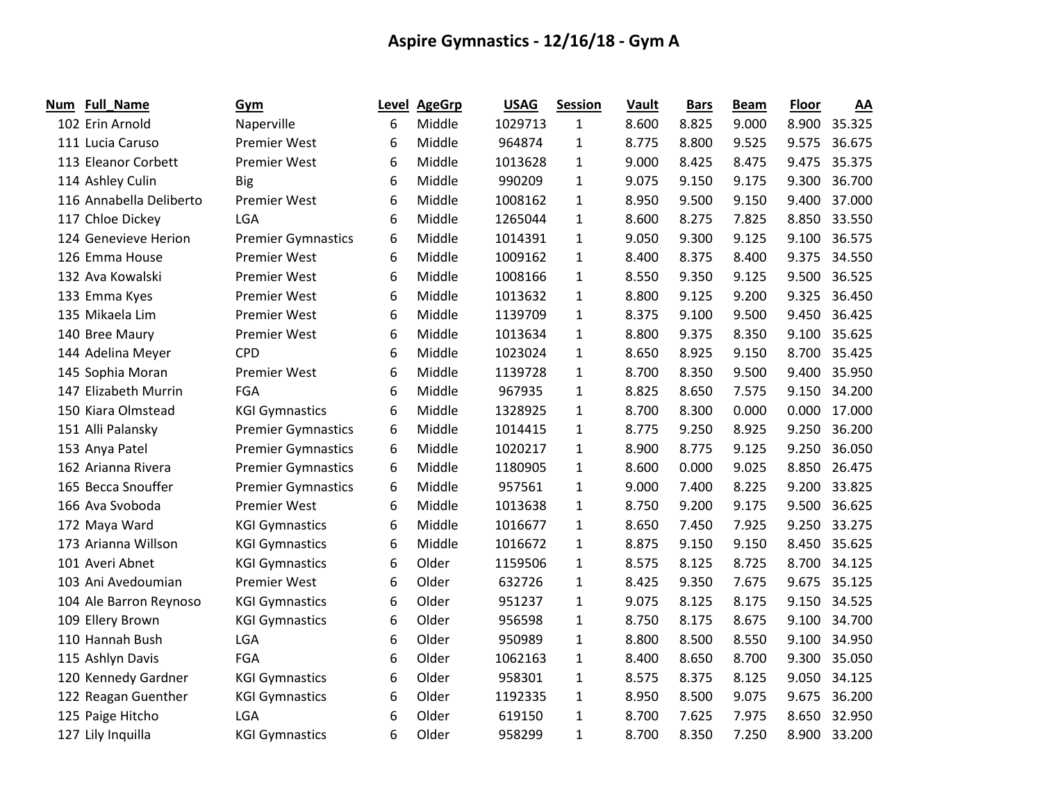# Aspire Gymnastics - 12/16/18 - Gym A

| Num | Full_Name | Gym | Level | AgeGrp | USAG | Session | Vault | Bars | Beam | Floor | AA |
|---|---|---|---|---|---|---|---|---|---|---|---|
| 102 | Erin Arnold | Naperville | 6 | Middle | 1029713 | 1 | 8.600 | 8.825 | 9.000 | 8.900 | 35.325 |
| 111 | Lucia Caruso | Premier West | 6 | Middle | 964874 | 1 | 8.775 | 8.800 | 9.525 | 9.575 | 36.675 |
| 113 | Eleanor Corbett | Premier West | 6 | Middle | 1013628 | 1 | 9.000 | 8.425 | 8.475 | 9.475 | 35.375 |
| 114 | Ashley Culin | Big | 6 | Middle | 990209 | 1 | 9.075 | 9.150 | 9.175 | 9.300 | 36.700 |
| 116 | Annabella Deliberto | Premier West | 6 | Middle | 1008162 | 1 | 8.950 | 9.500 | 9.150 | 9.400 | 37.000 |
| 117 | Chloe Dickey | LGA | 6 | Middle | 1265044 | 1 | 8.600 | 8.275 | 7.825 | 8.850 | 33.550 |
| 124 | Genevieve Herion | Premier Gymnastics | 6 | Middle | 1014391 | 1 | 9.050 | 9.300 | 9.125 | 9.100 | 36.575 |
| 126 | Emma House | Premier West | 6 | Middle | 1009162 | 1 | 8.400 | 8.375 | 8.400 | 9.375 | 34.550 |
| 132 | Ava Kowalski | Premier West | 6 | Middle | 1008166 | 1 | 8.550 | 9.350 | 9.125 | 9.500 | 36.525 |
| 133 | Emma Kyes | Premier West | 6 | Middle | 1013632 | 1 | 8.800 | 9.125 | 9.200 | 9.325 | 36.450 |
| 135 | Mikaela Lim | Premier West | 6 | Middle | 1139709 | 1 | 8.375 | 9.100 | 9.500 | 9.450 | 36.425 |
| 140 | Bree Maury | Premier West | 6 | Middle | 1013634 | 1 | 8.800 | 9.375 | 8.350 | 9.100 | 35.625 |
| 144 | Adelina Meyer | CPD | 6 | Middle | 1023024 | 1 | 8.650 | 8.925 | 9.150 | 8.700 | 35.425 |
| 145 | Sophia Moran | Premier West | 6 | Middle | 1139728 | 1 | 8.700 | 8.350 | 9.500 | 9.400 | 35.950 |
| 147 | Elizabeth Murrin | FGA | 6 | Middle | 967935 | 1 | 8.825 | 8.650 | 7.575 | 9.150 | 34.200 |
| 150 | Kiara Olmstead | KGI Gymnastics | 6 | Middle | 1328925 | 1 | 8.700 | 8.300 | 0.000 | 0.000 | 17.000 |
| 151 | Alli Palansky | Premier Gymnastics | 6 | Middle | 1014415 | 1 | 8.775 | 9.250 | 8.925 | 9.250 | 36.200 |
| 153 | Anya Patel | Premier Gymnastics | 6 | Middle | 1020217 | 1 | 8.900 | 8.775 | 9.125 | 9.250 | 36.050 |
| 162 | Arianna Rivera | Premier Gymnastics | 6 | Middle | 1180905 | 1 | 8.600 | 0.000 | 9.025 | 8.850 | 26.475 |
| 165 | Becca Snouffer | Premier Gymnastics | 6 | Middle | 957561 | 1 | 9.000 | 7.400 | 8.225 | 9.200 | 33.825 |
| 166 | Ava Svoboda | Premier West | 6 | Middle | 1013638 | 1 | 8.750 | 9.200 | 9.175 | 9.500 | 36.625 |
| 172 | Maya Ward | KGI Gymnastics | 6 | Middle | 1016677 | 1 | 8.650 | 7.450 | 7.925 | 9.250 | 33.275 |
| 173 | Arianna Willson | KGI Gymnastics | 6 | Middle | 1016672 | 1 | 8.875 | 9.150 | 9.150 | 8.450 | 35.625 |
| 101 | Averi Abnet | KGI Gymnastics | 6 | Older | 1159506 | 1 | 8.575 | 8.125 | 8.725 | 8.700 | 34.125 |
| 103 | Ani Avedoumian | Premier West | 6 | Older | 632726 | 1 | 8.425 | 9.350 | 7.675 | 9.675 | 35.125 |
| 104 | Ale Barron Reynoso | KGI Gymnastics | 6 | Older | 951237 | 1 | 9.075 | 8.125 | 8.175 | 9.150 | 34.525 |
| 109 | Ellery Brown | KGI Gymnastics | 6 | Older | 956598 | 1 | 8.750 | 8.175 | 8.675 | 9.100 | 34.700 |
| 110 | Hannah Bush | LGA | 6 | Older | 950989 | 1 | 8.800 | 8.500 | 8.550 | 9.100 | 34.950 |
| 115 | Ashlyn Davis | FGA | 6 | Older | 1062163 | 1 | 8.400 | 8.650 | 8.700 | 9.300 | 35.050 |
| 120 | Kennedy Gardner | KGI Gymnastics | 6 | Older | 958301 | 1 | 8.575 | 8.375 | 8.125 | 9.050 | 34.125 |
| 122 | Reagan Guenther | KGI Gymnastics | 6 | Older | 1192335 | 1 | 8.950 | 8.500 | 9.075 | 9.675 | 36.200 |
| 125 | Paige Hitcho | LGA | 6 | Older | 619150 | 1 | 8.700 | 7.625 | 7.975 | 8.650 | 32.950 |
| 127 | Lily Inquilla | KGI Gymnastics | 6 | Older | 958299 | 1 | 8.700 | 8.350 | 7.250 | 8.900 | 33.200 |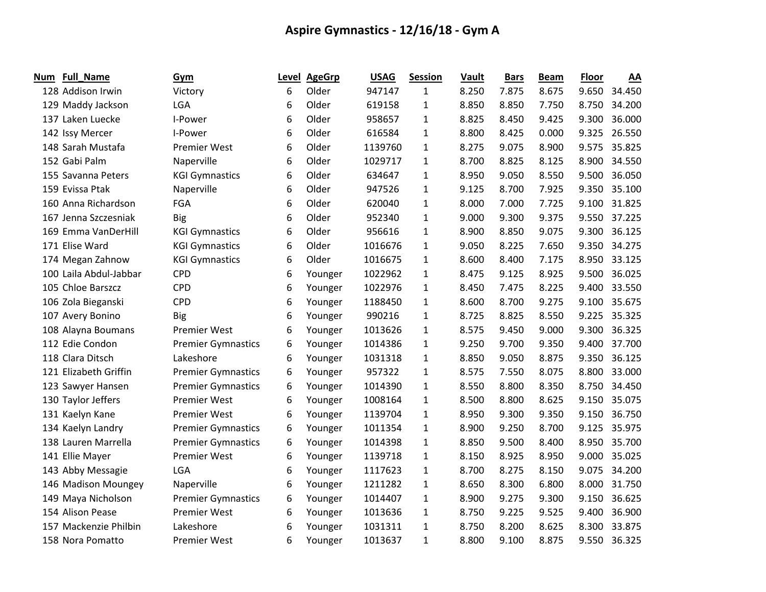# Aspire Gymnastics - 12/16/18 - Gym A

| Num | Full_Name | Gym | Level | AgeGrp | USAG | Session | Vault | Bars | Beam | Floor | AA |
|---|---|---|---|---|---|---|---|---|---|---|---|
| 128 | Addison Irwin | Victory | 6 | Older | 947147 | 1 | 8.250 | 7.875 | 8.675 | 9.650 | 34.450 |
| 129 | Maddy Jackson | LGA | 6 | Older | 619158 | 1 | 8.850 | 8.850 | 7.750 | 8.750 | 34.200 |
| 137 | Laken Luecke | I-Power | 6 | Older | 958657 | 1 | 8.825 | 8.450 | 9.425 | 9.300 | 36.000 |
| 142 | Issy Mercer | I-Power | 6 | Older | 616584 | 1 | 8.800 | 8.425 | 0.000 | 9.325 | 26.550 |
| 148 | Sarah Mustafa | Premier West | 6 | Older | 1139760 | 1 | 8.275 | 9.075 | 8.900 | 9.575 | 35.825 |
| 152 | Gabi Palm | Naperville | 6 | Older | 1029717 | 1 | 8.700 | 8.825 | 8.125 | 8.900 | 34.550 |
| 155 | Savanna Peters | KGI Gymnastics | 6 | Older | 634647 | 1 | 8.950 | 9.050 | 8.550 | 9.500 | 36.050 |
| 159 | Evissa Ptak | Naperville | 6 | Older | 947526 | 1 | 9.125 | 8.700 | 7.925 | 9.350 | 35.100 |
| 160 | Anna Richardson | FGA | 6 | Older | 620040 | 1 | 8.000 | 7.000 | 7.725 | 9.100 | 31.825 |
| 167 | Jenna Szczesniak | Big | 6 | Older | 952340 | 1 | 9.000 | 9.300 | 9.375 | 9.550 | 37.225 |
| 169 | Emma VanDerHill | KGI Gymnastics | 6 | Older | 956616 | 1 | 8.900 | 8.850 | 9.075 | 9.300 | 36.125 |
| 171 | Elise Ward | KGI Gymnastics | 6 | Older | 1016676 | 1 | 9.050 | 8.225 | 7.650 | 9.350 | 34.275 |
| 174 | Megan Zahnow | KGI Gymnastics | 6 | Older | 1016675 | 1 | 8.600 | 8.400 | 7.175 | 8.950 | 33.125 |
| 100 | Laila Abdul-Jabbar | CPD | 6 | Younger | 1022962 | 1 | 8.475 | 9.125 | 8.925 | 9.500 | 36.025 |
| 105 | Chloe Barszcz | CPD | 6 | Younger | 1022976 | 1 | 8.450 | 7.475 | 8.225 | 9.400 | 33.550 |
| 106 | Zola Bieganski | CPD | 6 | Younger | 1188450 | 1 | 8.600 | 8.700 | 9.275 | 9.100 | 35.675 |
| 107 | Avery Bonino | Big | 6 | Younger | 990216 | 1 | 8.725 | 8.825 | 8.550 | 9.225 | 35.325 |
| 108 | Alayna Boumans | Premier West | 6 | Younger | 1013626 | 1 | 8.575 | 9.450 | 9.000 | 9.300 | 36.325 |
| 112 | Edie Condon | Premier Gymnastics | 6 | Younger | 1014386 | 1 | 9.250 | 9.700 | 9.350 | 9.400 | 37.700 |
| 118 | Clara Ditsch | Lakeshore | 6 | Younger | 1031318 | 1 | 8.850 | 9.050 | 8.875 | 9.350 | 36.125 |
| 121 | Elizabeth Griffin | Premier Gymnastics | 6 | Younger | 957322 | 1 | 8.575 | 7.550 | 8.075 | 8.800 | 33.000 |
| 123 | Sawyer Hansen | Premier Gymnastics | 6 | Younger | 1014390 | 1 | 8.550 | 8.800 | 8.350 | 8.750 | 34.450 |
| 130 | Taylor Jeffers | Premier West | 6 | Younger | 1008164 | 1 | 8.500 | 8.800 | 8.625 | 9.150 | 35.075 |
| 131 | Kaelyn Kane | Premier West | 6 | Younger | 1139704 | 1 | 8.950 | 9.300 | 9.350 | 9.150 | 36.750 |
| 134 | Kaelyn Landry | Premier Gymnastics | 6 | Younger | 1011354 | 1 | 8.900 | 9.250 | 8.700 | 9.125 | 35.975 |
| 138 | Lauren Marrella | Premier Gymnastics | 6 | Younger | 1014398 | 1 | 8.850 | 9.500 | 8.400 | 8.950 | 35.700 |
| 141 | Ellie Mayer | Premier West | 6 | Younger | 1139718 | 1 | 8.150 | 8.925 | 8.950 | 9.000 | 35.025 |
| 143 | Abby Messagie | LGA | 6 | Younger | 1117623 | 1 | 8.700 | 8.275 | 8.150 | 9.075 | 34.200 |
| 146 | Madison Moungey | Naperville | 6 | Younger | 1211282 | 1 | 8.650 | 8.300 | 6.800 | 8.000 | 31.750 |
| 149 | Maya Nicholson | Premier Gymnastics | 6 | Younger | 1014407 | 1 | 8.900 | 9.275 | 9.300 | 9.150 | 36.625 |
| 154 | Alison Pease | Premier West | 6 | Younger | 1013636 | 1 | 8.750 | 9.225 | 9.525 | 9.400 | 36.900 |
| 157 | Mackenzie Philbin | Lakeshore | 6 | Younger | 1031311 | 1 | 8.750 | 8.200 | 8.625 | 8.300 | 33.875 |
| 158 | Nora Pomatto | Premier West | 6 | Younger | 1013637 | 1 | 8.800 | 9.100 | 8.875 | 9.550 | 36.325 |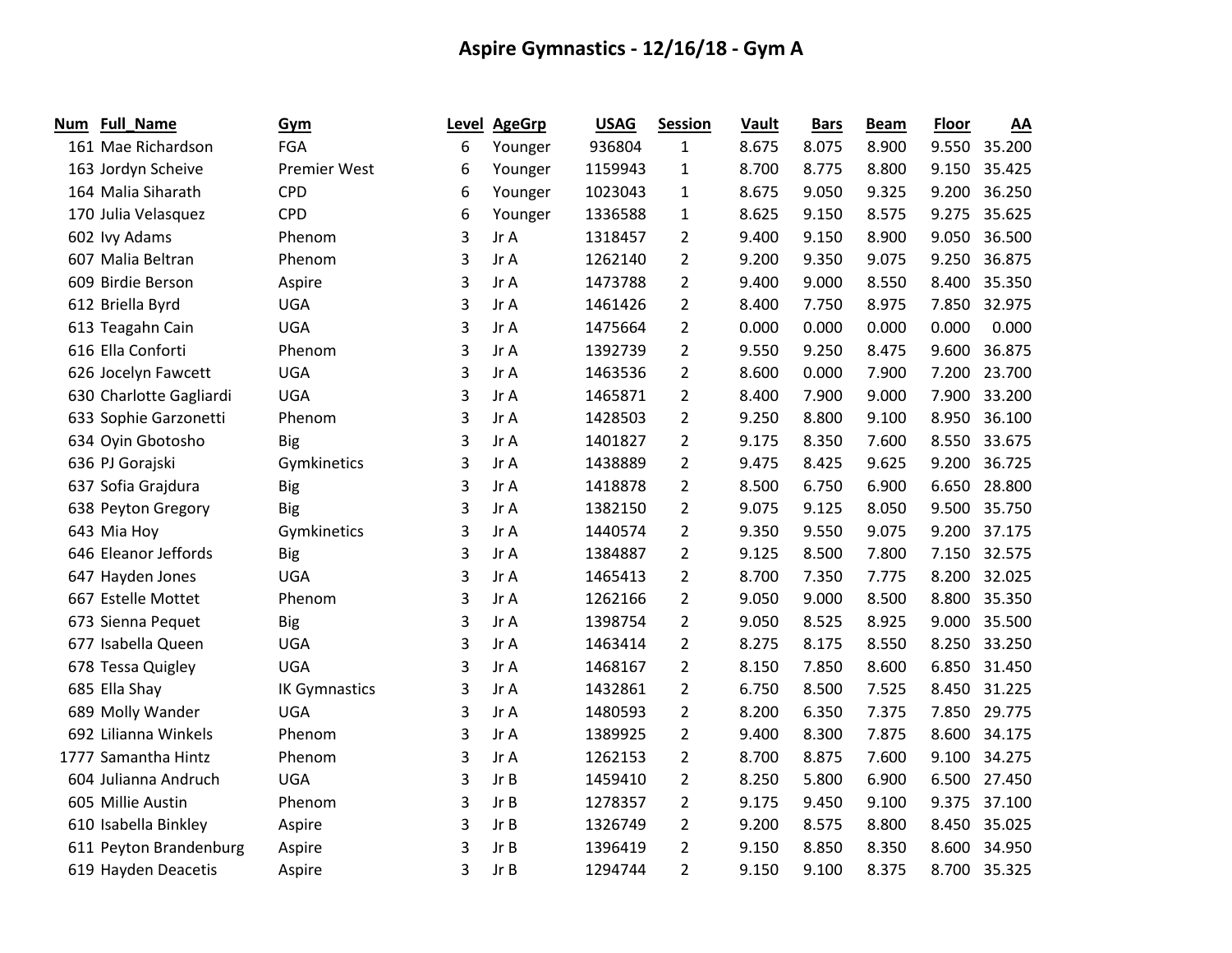# Aspire Gymnastics - 12/16/18 - Gym A

| Num | Full_Name | Gym | Level | AgeGrp | USAG | Session | Vault | Bars | Beam | Floor | AA |
|---|---|---|---|---|---|---|---|---|---|---|---|
| 161 | Mae Richardson | FGA | 6 | Younger | 936804 | 1 | 8.675 | 8.075 | 8.900 | 9.550 | 35.200 |
| 163 | Jordyn Scheive | Premier West | 6 | Younger | 1159943 | 1 | 8.700 | 8.775 | 8.800 | 9.150 | 35.425 |
| 164 | Malia Siharath | CPD | 6 | Younger | 1023043 | 1 | 8.675 | 9.050 | 9.325 | 9.200 | 36.250 |
| 170 | Julia Velasquez | CPD | 6 | Younger | 1336588 | 1 | 8.625 | 9.150 | 8.575 | 9.275 | 35.625 |
| 602 | Ivy Adams | Phenom | 3 | Jr A | 1318457 | 2 | 9.400 | 9.150 | 8.900 | 9.050 | 36.500 |
| 607 | Malia Beltran | Phenom | 3 | Jr A | 1262140 | 2 | 9.200 | 9.350 | 9.075 | 9.250 | 36.875 |
| 609 | Birdie Berson | Aspire | 3 | Jr A | 1473788 | 2 | 9.400 | 9.000 | 8.550 | 8.400 | 35.350 |
| 612 | Briella Byrd | UGA | 3 | Jr A | 1461426 | 2 | 8.400 | 7.750 | 8.975 | 7.850 | 32.975 |
| 613 | Teagahn Cain | UGA | 3 | Jr A | 1475664 | 2 | 0.000 | 0.000 | 0.000 | 0.000 | 0.000 |
| 616 | Ella Conforti | Phenom | 3 | Jr A | 1392739 | 2 | 9.550 | 9.250 | 8.475 | 9.600 | 36.875 |
| 626 | Jocelyn Fawcett | UGA | 3 | Jr A | 1463536 | 2 | 8.600 | 0.000 | 7.900 | 7.200 | 23.700 |
| 630 | Charlotte Gagliardi | UGA | 3 | Jr A | 1465871 | 2 | 8.400 | 7.900 | 9.000 | 7.900 | 33.200 |
| 633 | Sophie Garzonetti | Phenom | 3 | Jr A | 1428503 | 2 | 9.250 | 8.800 | 9.100 | 8.950 | 36.100 |
| 634 | Oyin Gbotosho | Big | 3 | Jr A | 1401827 | 2 | 9.175 | 8.350 | 7.600 | 8.550 | 33.675 |
| 636 | PJ Gorajski | Gymkinetics | 3 | Jr A | 1438889 | 2 | 9.475 | 8.425 | 9.625 | 9.200 | 36.725 |
| 637 | Sofia Grajdura | Big | 3 | Jr A | 1418878 | 2 | 8.500 | 6.750 | 6.900 | 6.650 | 28.800 |
| 638 | Peyton Gregory | Big | 3 | Jr A | 1382150 | 2 | 9.075 | 9.125 | 8.050 | 9.500 | 35.750 |
| 643 | Mia Hoy | Gymkinetics | 3 | Jr A | 1440574 | 2 | 9.350 | 9.550 | 9.075 | 9.200 | 37.175 |
| 646 | Eleanor Jeffords | Big | 3 | Jr A | 1384887 | 2 | 9.125 | 8.500 | 7.800 | 7.150 | 32.575 |
| 647 | Hayden Jones | UGA | 3 | Jr A | 1465413 | 2 | 8.700 | 7.350 | 7.775 | 8.200 | 32.025 |
| 667 | Estelle Mottet | Phenom | 3 | Jr A | 1262166 | 2 | 9.050 | 9.000 | 8.500 | 8.800 | 35.350 |
| 673 | Sienna Pequet | Big | 3 | Jr A | 1398754 | 2 | 9.050 | 8.525 | 8.925 | 9.000 | 35.500 |
| 677 | Isabella Queen | UGA | 3 | Jr A | 1463414 | 2 | 8.275 | 8.175 | 8.550 | 8.250 | 33.250 |
| 678 | Tessa Quigley | UGA | 3 | Jr A | 1468167 | 2 | 8.150 | 7.850 | 8.600 | 6.850 | 31.450 |
| 685 | Ella Shay | IK Gymnastics | 3 | Jr A | 1432861 | 2 | 6.750 | 8.500 | 7.525 | 8.450 | 31.225 |
| 689 | Molly Wander | UGA | 3 | Jr A | 1480593 | 2 | 8.200 | 6.350 | 7.375 | 7.850 | 29.775 |
| 692 | Lilianna Winkels | Phenom | 3 | Jr A | 1389925 | 2 | 9.400 | 8.300 | 7.875 | 8.600 | 34.175 |
| 1777 | Samantha Hintz | Phenom | 3 | Jr A | 1262153 | 2 | 8.700 | 8.875 | 7.600 | 9.100 | 34.275 |
| 604 | Julianna Andruch | UGA | 3 | Jr B | 1459410 | 2 | 8.250 | 5.800 | 6.900 | 6.500 | 27.450 |
| 605 | Millie Austin | Phenom | 3 | Jr B | 1278357 | 2 | 9.175 | 9.450 | 9.100 | 9.375 | 37.100 |
| 610 | Isabella Binkley | Aspire | 3 | Jr B | 1326749 | 2 | 9.200 | 8.575 | 8.800 | 8.450 | 35.025 |
| 611 | Peyton Brandenburg | Aspire | 3 | Jr B | 1396419 | 2 | 9.150 | 8.850 | 8.350 | 8.600 | 34.950 |
| 619 | Hayden Deacetis | Aspire | 3 | Jr B | 1294744 | 2 | 9.150 | 9.100 | 8.375 | 8.700 | 35.325 |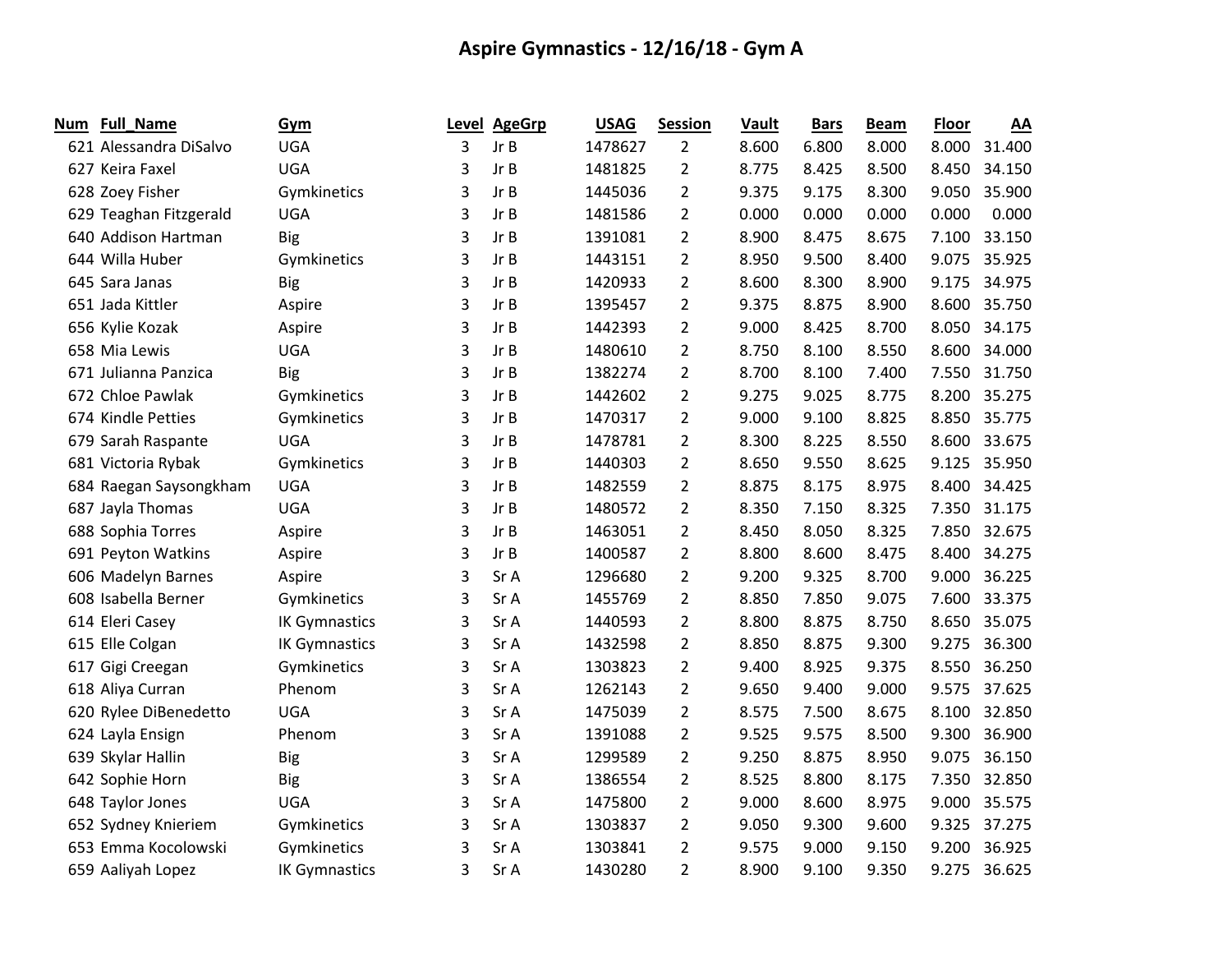# Aspire Gymnastics - 12/16/18 - Gym A

| Num | Full_Name | Gym | Level | AgeGrp | USAG | Session | Vault | Bars | Beam | Floor | AA |
|---|---|---|---|---|---|---|---|---|---|---|---|
| 621 | Alessandra DiSalvo | UGA | 3 | Jr B | 1478627 | 2 | 8.600 | 6.800 | 8.000 | 8.000 | 31.400 |
| 627 | Keira Faxel | UGA | 3 | Jr B | 1481825 | 2 | 8.775 | 8.425 | 8.500 | 8.450 | 34.150 |
| 628 | Zoey Fisher | Gymkinetics | 3 | Jr B | 1445036 | 2 | 9.375 | 9.175 | 8.300 | 9.050 | 35.900 |
| 629 | Teaghan Fitzgerald | UGA | 3 | Jr B | 1481586 | 2 | 0.000 | 0.000 | 0.000 | 0.000 | 0.000 |
| 640 | Addison Hartman | Big | 3 | Jr B | 1391081 | 2 | 8.900 | 8.475 | 8.675 | 7.100 | 33.150 |
| 644 | Willa Huber | Gymkinetics | 3 | Jr B | 1443151 | 2 | 8.950 | 9.500 | 8.400 | 9.075 | 35.925 |
| 645 | Sara Janas | Big | 3 | Jr B | 1420933 | 2 | 8.600 | 8.300 | 8.900 | 9.175 | 34.975 |
| 651 | Jada Kittler | Aspire | 3 | Jr B | 1395457 | 2 | 9.375 | 8.875 | 8.900 | 8.600 | 35.750 |
| 656 | Kylie Kozak | Aspire | 3 | Jr B | 1442393 | 2 | 9.000 | 8.425 | 8.700 | 8.050 | 34.175 |
| 658 | Mia Lewis | UGA | 3 | Jr B | 1480610 | 2 | 8.750 | 8.100 | 8.550 | 8.600 | 34.000 |
| 671 | Julianna Panzica | Big | 3 | Jr B | 1382274 | 2 | 8.700 | 8.100 | 7.400 | 7.550 | 31.750 |
| 672 | Chloe Pawlak | Gymkinetics | 3 | Jr B | 1442602 | 2 | 9.275 | 9.025 | 8.775 | 8.200 | 35.275 |
| 674 | Kindle Petties | Gymkinetics | 3 | Jr B | 1470317 | 2 | 9.000 | 9.100 | 8.825 | 8.850 | 35.775 |
| 679 | Sarah Raspante | UGA | 3 | Jr B | 1478781 | 2 | 8.300 | 8.225 | 8.550 | 8.600 | 33.675 |
| 681 | Victoria Rybak | Gymkinetics | 3 | Jr B | 1440303 | 2 | 8.650 | 9.550 | 8.625 | 9.125 | 35.950 |
| 684 | Raegan Saysongkham | UGA | 3 | Jr B | 1482559 | 2 | 8.875 | 8.175 | 8.975 | 8.400 | 34.425 |
| 687 | Jayla Thomas | UGA | 3 | Jr B | 1480572 | 2 | 8.350 | 7.150 | 8.325 | 7.350 | 31.175 |
| 688 | Sophia Torres | Aspire | 3 | Jr B | 1463051 | 2 | 8.450 | 8.050 | 8.325 | 7.850 | 32.675 |
| 691 | Peyton Watkins | Aspire | 3 | Jr B | 1400587 | 2 | 8.800 | 8.600 | 8.475 | 8.400 | 34.275 |
| 606 | Madelyn Barnes | Aspire | 3 | Sr A | 1296680 | 2 | 9.200 | 9.325 | 8.700 | 9.000 | 36.225 |
| 608 | Isabella Berner | Gymkinetics | 3 | Sr A | 1455769 | 2 | 8.850 | 7.850 | 9.075 | 7.600 | 33.375 |
| 614 | Eleri Casey | IK Gymnastics | 3 | Sr A | 1440593 | 2 | 8.800 | 8.875 | 8.750 | 8.650 | 35.075 |
| 615 | Elle Colgan | IK Gymnastics | 3 | Sr A | 1432598 | 2 | 8.850 | 8.875 | 9.300 | 9.275 | 36.300 |
| 617 | Gigi Creegan | Gymkinetics | 3 | Sr A | 1303823 | 2 | 9.400 | 8.925 | 9.375 | 8.550 | 36.250 |
| 618 | Aliya Curran | Phenom | 3 | Sr A | 1262143 | 2 | 9.650 | 9.400 | 9.000 | 9.575 | 37.625 |
| 620 | Rylee DiBenedetto | UGA | 3 | Sr A | 1475039 | 2 | 8.575 | 7.500 | 8.675 | 8.100 | 32.850 |
| 624 | Layla Ensign | Phenom | 3 | Sr A | 1391088 | 2 | 9.525 | 9.575 | 8.500 | 9.300 | 36.900 |
| 639 | Skylar Hallin | Big | 3 | Sr A | 1299589 | 2 | 9.250 | 8.875 | 8.950 | 9.075 | 36.150 |
| 642 | Sophie Horn | Big | 3 | Sr A | 1386554 | 2 | 8.525 | 8.800 | 8.175 | 7.350 | 32.850 |
| 648 | Taylor Jones | UGA | 3 | Sr A | 1475800 | 2 | 9.000 | 8.600 | 8.975 | 9.000 | 35.575 |
| 652 | Sydney Knieriem | Gymkinetics | 3 | Sr A | 1303837 | 2 | 9.050 | 9.300 | 9.600 | 9.325 | 37.275 |
| 653 | Emma Kocolowski | Gymkinetics | 3 | Sr A | 1303841 | 2 | 9.575 | 9.000 | 9.150 | 9.200 | 36.925 |
| 659 | Aaliyah Lopez | IK Gymnastics | 3 | Sr A | 1430280 | 2 | 8.900 | 9.100 | 9.350 | 9.275 | 36.625 |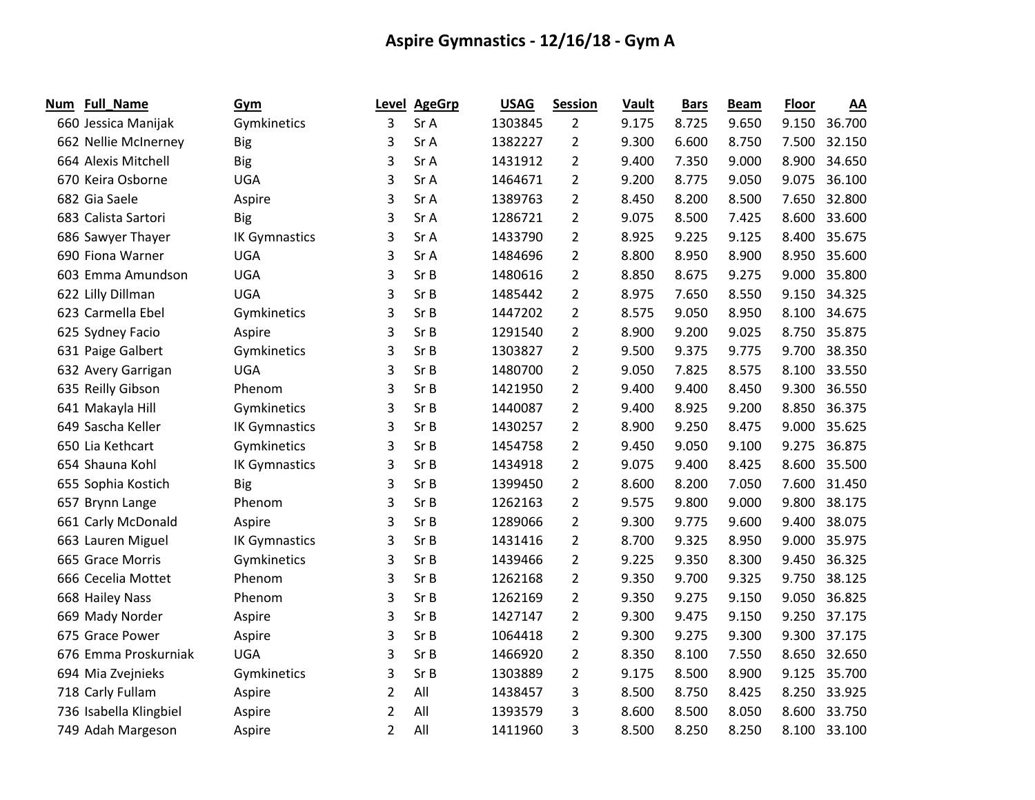# Aspire Gymnastics - 12/16/18 - Gym A

| Num | Full_Name | Gym | Level | AgeGrp | USAG | Session | Vault | Bars | Beam | Floor | AA |
|---|---|---|---|---|---|---|---|---|---|---|---|
| 660 | Jessica Manijak | Gymkinetics | 3 | Sr A | 1303845 | 2 | 9.175 | 8.725 | 9.650 | 9.150 | 36.700 |
| 662 | Nellie McInerney | Big | 3 | Sr A | 1382227 | 2 | 9.300 | 6.600 | 8.750 | 7.500 | 32.150 |
| 664 | Alexis Mitchell | Big | 3 | Sr A | 1431912 | 2 | 9.400 | 7.350 | 9.000 | 8.900 | 34.650 |
| 670 | Keira Osborne | UGA | 3 | Sr A | 1464671 | 2 | 9.200 | 8.775 | 9.050 | 9.075 | 36.100 |
| 682 | Gia Saele | Aspire | 3 | Sr A | 1389763 | 2 | 8.450 | 8.200 | 8.500 | 7.650 | 32.800 |
| 683 | Calista Sartori | Big | 3 | Sr A | 1286721 | 2 | 9.075 | 8.500 | 7.425 | 8.600 | 33.600 |
| 686 | Sawyer Thayer | IK Gymnastics | 3 | Sr A | 1433790 | 2 | 8.925 | 9.225 | 9.125 | 8.400 | 35.675 |
| 690 | Fiona Warner | UGA | 3 | Sr A | 1484696 | 2 | 8.800 | 8.950 | 8.900 | 8.950 | 35.600 |
| 603 | Emma Amundson | UGA | 3 | Sr B | 1480616 | 2 | 8.850 | 8.675 | 9.275 | 9.000 | 35.800 |
| 622 | Lilly Dillman | UGA | 3 | Sr B | 1485442 | 2 | 8.975 | 7.650 | 8.550 | 9.150 | 34.325 |
| 623 | Carmella Ebel | Gymkinetics | 3 | Sr B | 1447202 | 2 | 8.575 | 9.050 | 8.950 | 8.100 | 34.675 |
| 625 | Sydney Facio | Aspire | 3 | Sr B | 1291540 | 2 | 8.900 | 9.200 | 9.025 | 8.750 | 35.875 |
| 631 | Paige Galbert | Gymkinetics | 3 | Sr B | 1303827 | 2 | 9.500 | 9.375 | 9.775 | 9.700 | 38.350 |
| 632 | Avery Garrigan | UGA | 3 | Sr B | 1480700 | 2 | 9.050 | 7.825 | 8.575 | 8.100 | 33.550 |
| 635 | Reilly Gibson | Phenom | 3 | Sr B | 1421950 | 2 | 9.400 | 9.400 | 8.450 | 9.300 | 36.550 |
| 641 | Makayla Hill | Gymkinetics | 3 | Sr B | 1440087 | 2 | 9.400 | 8.925 | 9.200 | 8.850 | 36.375 |
| 649 | Sascha Keller | IK Gymnastics | 3 | Sr B | 1430257 | 2 | 8.900 | 9.250 | 8.475 | 9.000 | 35.625 |
| 650 | Lia Kethcart | Gymkinetics | 3 | Sr B | 1454758 | 2 | 9.450 | 9.050 | 9.100 | 9.275 | 36.875 |
| 654 | Shauna Kohl | IK Gymnastics | 3 | Sr B | 1434918 | 2 | 9.075 | 9.400 | 8.425 | 8.600 | 35.500 |
| 655 | Sophia Kostich | Big | 3 | Sr B | 1399450 | 2 | 8.600 | 8.200 | 7.050 | 7.600 | 31.450 |
| 657 | Brynn Lange | Phenom | 3 | Sr B | 1262163 | 2 | 9.575 | 9.800 | 9.000 | 9.800 | 38.175 |
| 661 | Carly McDonald | Aspire | 3 | Sr B | 1289066 | 2 | 9.300 | 9.775 | 9.600 | 9.400 | 38.075 |
| 663 | Lauren Miguel | IK Gymnastics | 3 | Sr B | 1431416 | 2 | 8.700 | 9.325 | 8.950 | 9.000 | 35.975 |
| 665 | Grace Morris | Gymkinetics | 3 | Sr B | 1439466 | 2 | 9.225 | 9.350 | 8.300 | 9.450 | 36.325 |
| 666 | Cecelia Mottet | Phenom | 3 | Sr B | 1262168 | 2 | 9.350 | 9.700 | 9.325 | 9.750 | 38.125 |
| 668 | Hailey Nass | Phenom | 3 | Sr B | 1262169 | 2 | 9.350 | 9.275 | 9.150 | 9.050 | 36.825 |
| 669 | Mady Norder | Aspire | 3 | Sr B | 1427147 | 2 | 9.300 | 9.475 | 9.150 | 9.250 | 37.175 |
| 675 | Grace Power | Aspire | 3 | Sr B | 1064418 | 2 | 9.300 | 9.275 | 9.300 | 9.300 | 37.175 |
| 676 | Emma Proskurniak | UGA | 3 | Sr B | 1466920 | 2 | 8.350 | 8.100 | 7.550 | 8.650 | 32.650 |
| 694 | Mia Zvejnieks | Gymkinetics | 3 | Sr B | 1303889 | 2 | 9.175 | 8.500 | 8.900 | 9.125 | 35.700 |
| 718 | Carly Fullam | Aspire | 2 | All | 1438457 | 3 | 8.500 | 8.750 | 8.425 | 8.250 | 33.925 |
| 736 | Isabella Klingbiel | Aspire | 2 | All | 1393579 | 3 | 8.600 | 8.500 | 8.050 | 8.600 | 33.750 |
| 749 | Adah Margeson | Aspire | 2 | All | 1411960 | 3 | 8.500 | 8.250 | 8.250 | 8.100 | 33.100 |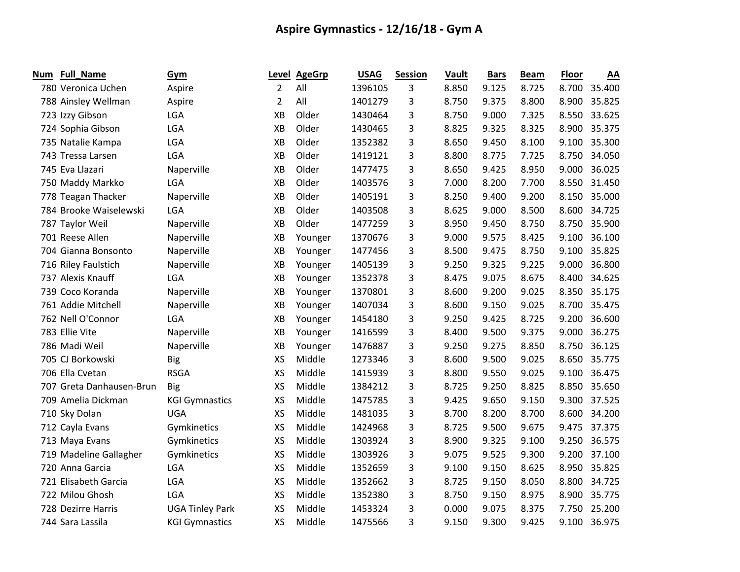# Aspire Gymnastics - 12/16/18 - Gym A

| Num | Full_Name | Gym | Level | AgeGrp | USAG | Session | Vault | Bars | Beam | Floor | AA |
|---|---|---|---|---|---|---|---|---|---|---|---|
| 780 | Veronica Uchen | Aspire | 2 | All | 1396105 | 3 | 8.850 | 9.125 | 8.725 | 8.700 | 35.400 |
| 788 | Ainsley Wellman | Aspire | 2 | All | 1401279 | 3 | 8.750 | 9.375 | 8.800 | 8.900 | 35.825 |
| 723 | Izzy Gibson | LGA | XB | Older | 1430464 | 3 | 8.750 | 9.000 | 7.325 | 8.550 | 33.625 |
| 724 | Sophia Gibson | LGA | XB | Older | 1430465 | 3 | 8.825 | 9.325 | 8.325 | 8.900 | 35.375 |
| 735 | Natalie Kampa | LGA | XB | Older | 1352382 | 3 | 8.650 | 9.450 | 8.100 | 9.100 | 35.300 |
| 743 | Tressa Larsen | LGA | XB | Older | 1419121 | 3 | 8.800 | 8.775 | 7.725 | 8.750 | 34.050 |
| 745 | Eva Llazari | Naperville | XB | Older | 1477475 | 3 | 8.650 | 9.425 | 8.950 | 9.000 | 36.025 |
| 750 | Maddy Markko | LGA | XB | Older | 1403576 | 3 | 7.000 | 8.200 | 7.700 | 8.550 | 31.450 |
| 778 | Teagan Thacker | Naperville | XB | Older | 1405191 | 3 | 8.250 | 9.400 | 9.200 | 8.150 | 35.000 |
| 784 | Brooke Waiselewski | LGA | XB | Older | 1403508 | 3 | 8.625 | 9.000 | 8.500 | 8.600 | 34.725 |
| 787 | Taylor Weil | Naperville | XB | Older | 1477259 | 3 | 8.950 | 9.450 | 8.750 | 8.750 | 35.900 |
| 701 | Reese Allen | Naperville | XB | Younger | 1370676 | 3 | 9.000 | 9.575 | 8.425 | 9.100 | 36.100 |
| 704 | Gianna Bonsonto | Naperville | XB | Younger | 1477456 | 3 | 8.500 | 9.475 | 8.750 | 9.100 | 35.825 |
| 716 | Riley Faulstich | Naperville | XB | Younger | 1405139 | 3 | 9.250 | 9.325 | 9.225 | 9.000 | 36.800 |
| 737 | Alexis Knauff | LGA | XB | Younger | 1352378 | 3 | 8.475 | 9.075 | 8.675 | 8.400 | 34.625 |
| 739 | Coco Koranda | Naperville | XB | Younger | 1370801 | 3 | 8.600 | 9.200 | 9.025 | 8.350 | 35.175 |
| 761 | Addie Mitchell | Naperville | XB | Younger | 1407034 | 3 | 8.600 | 9.150 | 9.025 | 8.700 | 35.475 |
| 762 | Nell O'Connor | LGA | XB | Younger | 1454180 | 3 | 9.250 | 9.425 | 8.725 | 9.200 | 36.600 |
| 783 | Ellie Vite | Naperville | XB | Younger | 1416599 | 3 | 8.400 | 9.500 | 9.375 | 9.000 | 36.275 |
| 786 | Madi Weil | Naperville | XB | Younger | 1476887 | 3 | 9.250 | 9.275 | 8.850 | 8.750 | 36.125 |
| 705 | CJ Borkowski | Big | XS | Middle | 1273346 | 3 | 8.600 | 9.500 | 9.025 | 8.650 | 35.775 |
| 706 | Ella Cvetan | RSGA | XS | Middle | 1415939 | 3 | 8.800 | 9.550 | 9.025 | 9.100 | 36.475 |
| 707 | Greta Danhausen-Brun | Big | XS | Middle | 1384212 | 3 | 8.725 | 9.250 | 8.825 | 8.850 | 35.650 |
| 709 | Amelia Dickman | KGI Gymnastics | XS | Middle | 1475785 | 3 | 9.425 | 9.650 | 9.150 | 9.300 | 37.525 |
| 710 | Sky Dolan | UGA | XS | Middle | 1481035 | 3 | 8.700 | 8.200 | 8.700 | 8.600 | 34.200 |
| 712 | Cayla Evans | Gymkinetics | XS | Middle | 1424968 | 3 | 8.725 | 9.500 | 9.675 | 9.475 | 37.375 |
| 713 | Maya Evans | Gymkinetics | XS | Middle | 1303924 | 3 | 8.900 | 9.325 | 9.100 | 9.250 | 36.575 |
| 719 | Madeline Gallagher | Gymkinetics | XS | Middle | 1303926 | 3 | 9.075 | 9.525 | 9.300 | 9.200 | 37.100 |
| 720 | Anna Garcia | LGA | XS | Middle | 1352659 | 3 | 9.100 | 9.150 | 8.625 | 8.950 | 35.825 |
| 721 | Elisabeth Garcia | LGA | XS | Middle | 1352662 | 3 | 8.725 | 9.150 | 8.050 | 8.800 | 34.725 |
| 722 | Milou Ghosh | LGA | XS | Middle | 1352380 | 3 | 8.750 | 9.150 | 8.975 | 8.900 | 35.775 |
| 728 | Dezirre Harris | UGA Tinley Park | XS | Middle | 1453324 | 3 | 0.000 | 9.075 | 8.375 | 7.750 | 25.200 |
| 744 | Sara Lassila | KGI Gymnastics | XS | Middle | 1475566 | 3 | 9.150 | 9.300 | 9.425 | 9.100 | 36.975 |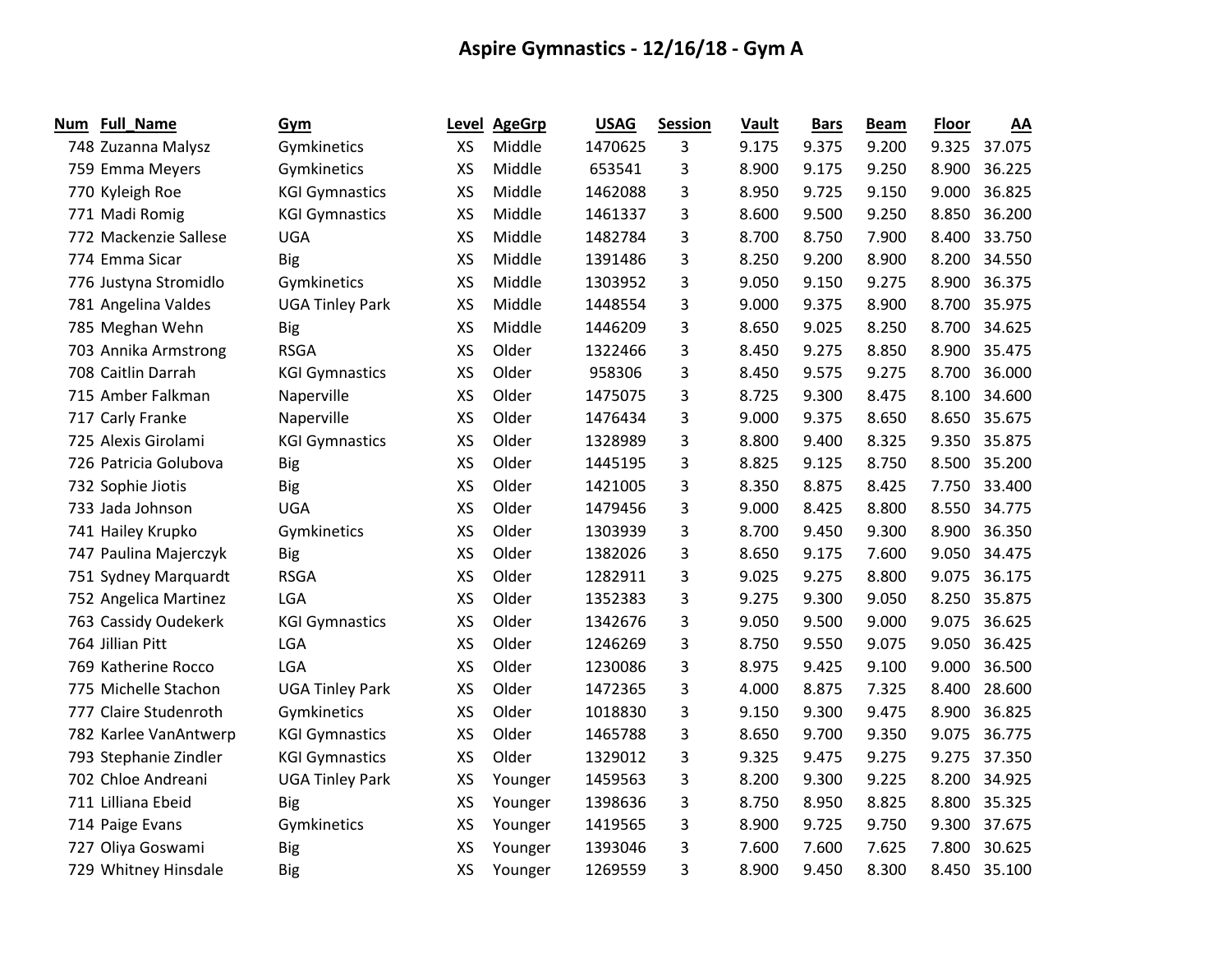## Aspire Gymnastics - 12/16/18 - Gym A

| Num | Full_Name | Gym | Level | AgeGrp | USAG | Session | Vault | Bars | Beam | Floor | AA |
|---|---|---|---|---|---|---|---|---|---|---|---|
| 748 | Zuzanna Malysz | Gymkinetics | XS | Middle | 1470625 | 3 | 9.175 | 9.375 | 9.200 | 9.325 | 37.075 |
| 759 | Emma Meyers | Gymkinetics | XS | Middle | 653541 | 3 | 8.900 | 9.175 | 9.250 | 8.900 | 36.225 |
| 770 | Kyleigh Roe | KGI Gymnastics | XS | Middle | 1462088 | 3 | 8.950 | 9.725 | 9.150 | 9.000 | 36.825 |
| 771 | Madi Romig | KGI Gymnastics | XS | Middle | 1461337 | 3 | 8.600 | 9.500 | 9.250 | 8.850 | 36.200 |
| 772 | Mackenzie Sallese | UGA | XS | Middle | 1482784 | 3 | 8.700 | 8.750 | 7.900 | 8.400 | 33.750 |
| 774 | Emma Sicar | Big | XS | Middle | 1391486 | 3 | 8.250 | 9.200 | 8.900 | 8.200 | 34.550 |
| 776 | Justyna Stromidlo | Gymkinetics | XS | Middle | 1303952 | 3 | 9.050 | 9.150 | 9.275 | 8.900 | 36.375 |
| 781 | Angelina Valdes | UGA Tinley Park | XS | Middle | 1448554 | 3 | 9.000 | 9.375 | 8.900 | 8.700 | 35.975 |
| 785 | Meghan Wehn | Big | XS | Middle | 1446209 | 3 | 8.650 | 9.025 | 8.250 | 8.700 | 34.625 |
| 703 | Annika Armstrong | RSGA | XS | Older | 1322466 | 3 | 8.450 | 9.275 | 8.850 | 8.900 | 35.475 |
| 708 | Caitlin Darrah | KGI Gymnastics | XS | Older | 958306 | 3 | 8.450 | 9.575 | 9.275 | 8.700 | 36.000 |
| 715 | Amber Falkman | Naperville | XS | Older | 1475075 | 3 | 8.725 | 9.300 | 8.475 | 8.100 | 34.600 |
| 717 | Carly Franke | Naperville | XS | Older | 1476434 | 3 | 9.000 | 9.375 | 8.650 | 8.650 | 35.675 |
| 725 | Alexis Girolami | KGI Gymnastics | XS | Older | 1328989 | 3 | 8.800 | 9.400 | 8.325 | 9.350 | 35.875 |
| 726 | Patricia Golubova | Big | XS | Older | 1445195 | 3 | 8.825 | 9.125 | 8.750 | 8.500 | 35.200 |
| 732 | Sophie Jiotis | Big | XS | Older | 1421005 | 3 | 8.350 | 8.875 | 8.425 | 7.750 | 33.400 |
| 733 | Jada Johnson | UGA | XS | Older | 1479456 | 3 | 9.000 | 8.425 | 8.800 | 8.550 | 34.775 |
| 741 | Hailey Krupko | Gymkinetics | XS | Older | 1303939 | 3 | 8.700 | 9.450 | 9.300 | 8.900 | 36.350 |
| 747 | Paulina Majerczyk | Big | XS | Older | 1382026 | 3 | 8.650 | 9.175 | 7.600 | 9.050 | 34.475 |
| 751 | Sydney Marquardt | RSGA | XS | Older | 1282911 | 3 | 9.025 | 9.275 | 8.800 | 9.075 | 36.175 |
| 752 | Angelica Martinez | LGA | XS | Older | 1352383 | 3 | 9.275 | 9.300 | 9.050 | 8.250 | 35.875 |
| 763 | Cassidy Oudekerk | KGI Gymnastics | XS | Older | 1342676 | 3 | 9.050 | 9.500 | 9.000 | 9.075 | 36.625 |
| 764 | Jillian Pitt | LGA | XS | Older | 1246269 | 3 | 8.750 | 9.550 | 9.075 | 9.050 | 36.425 |
| 769 | Katherine Rocco | LGA | XS | Older | 1230086 | 3 | 8.975 | 9.425 | 9.100 | 9.000 | 36.500 |
| 775 | Michelle Stachon | UGA Tinley Park | XS | Older | 1472365 | 3 | 4.000 | 8.875 | 7.325 | 8.400 | 28.600 |
| 777 | Claire Studenroth | Gymkinetics | XS | Older | 1018830 | 3 | 9.150 | 9.300 | 9.475 | 8.900 | 36.825 |
| 782 | Karlee VanAntwerp | KGI Gymnastics | XS | Older | 1465788 | 3 | 8.650 | 9.700 | 9.350 | 9.075 | 36.775 |
| 793 | Stephanie Zindler | KGI Gymnastics | XS | Older | 1329012 | 3 | 9.325 | 9.475 | 9.275 | 9.275 | 37.350 |
| 702 | Chloe Andreani | UGA Tinley Park | XS | Younger | 1459563 | 3 | 8.200 | 9.300 | 9.225 | 8.200 | 34.925 |
| 711 | Lilliana Ebeid | Big | XS | Younger | 1398636 | 3 | 8.750 | 8.950 | 8.825 | 8.800 | 35.325 |
| 714 | Paige Evans | Gymkinetics | XS | Younger | 1419565 | 3 | 8.900 | 9.725 | 9.750 | 9.300 | 37.675 |
| 727 | Oliya Goswami | Big | XS | Younger | 1393046 | 3 | 7.600 | 7.600 | 7.625 | 7.800 | 30.625 |
| 729 | Whitney Hinsdale | Big | XS | Younger | 1269559 | 3 | 8.900 | 9.450 | 8.300 | 8.450 | 35.100 |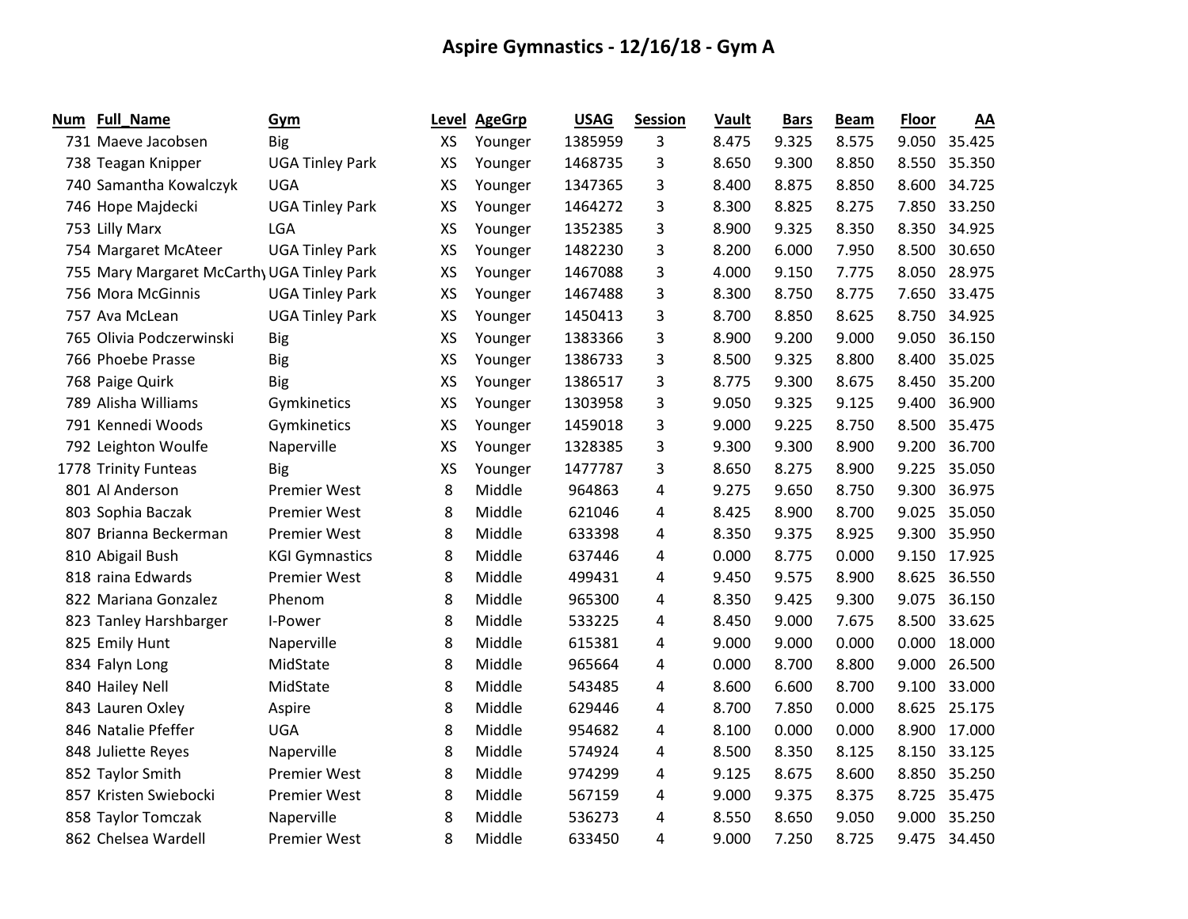# Aspire Gymnastics - 12/16/18 - Gym A

| Num | Full_Name | Gym | Level | AgeGrp | USAG | Session | Vault | Bars | Beam | Floor | AA |
|---|---|---|---|---|---|---|---|---|---|---|---|
| 731 | Maeve Jacobsen | Big | XS | Younger | 1385959 | 3 | 8.475 | 9.325 | 8.575 | 9.050 | 35.425 |
| 738 | Teagan Knipper | UGA Tinley Park | XS | Younger | 1468735 | 3 | 8.650 | 9.300 | 8.850 | 8.550 | 35.350 |
| 740 | Samantha Kowalczyk | UGA | XS | Younger | 1347365 | 3 | 8.400 | 8.875 | 8.850 | 8.600 | 34.725 |
| 746 | Hope Majdecki | UGA Tinley Park | XS | Younger | 1464272 | 3 | 8.300 | 8.825 | 8.275 | 7.850 | 33.250 |
| 753 | Lilly Marx | LGA | XS | Younger | 1352385 | 3 | 8.900 | 9.325 | 8.350 | 8.350 | 34.925 |
| 754 | Margaret McAteer | UGA Tinley Park | XS | Younger | 1482230 | 3 | 8.200 | 6.000 | 7.950 | 8.500 | 30.650 |
| 755 | Mary Margaret McCarthy | UGA Tinley Park | XS | Younger | 1467088 | 3 | 4.000 | 9.150 | 7.775 | 8.050 | 28.975 |
| 756 | Mora McGinnis | UGA Tinley Park | XS | Younger | 1467488 | 3 | 8.300 | 8.750 | 8.775 | 7.650 | 33.475 |
| 757 | Ava McLean | UGA Tinley Park | XS | Younger | 1450413 | 3 | 8.700 | 8.850 | 8.625 | 8.750 | 34.925 |
| 765 | Olivia Podczerwinski | Big | XS | Younger | 1383366 | 3 | 8.900 | 9.200 | 9.000 | 9.050 | 36.150 |
| 766 | Phoebe Prasse | Big | XS | Younger | 1386733 | 3 | 8.500 | 9.325 | 8.800 | 8.400 | 35.025 |
| 768 | Paige Quirk | Big | XS | Younger | 1386517 | 3 | 8.775 | 9.300 | 8.675 | 8.450 | 35.200 |
| 789 | Alisha Williams | Gymkinetics | XS | Younger | 1303958 | 3 | 9.050 | 9.325 | 9.125 | 9.400 | 36.900 |
| 791 | Kennedi Woods | Gymkinetics | XS | Younger | 1459018 | 3 | 9.000 | 9.225 | 8.750 | 8.500 | 35.475 |
| 792 | Leighton Woulfe | Naperville | XS | Younger | 1328385 | 3 | 9.300 | 9.300 | 8.900 | 9.200 | 36.700 |
| 1778 | Trinity Funteas | Big | XS | Younger | 1477787 | 3 | 8.650 | 8.275 | 8.900 | 9.225 | 35.050 |
| 801 | Al Anderson | Premier West | 8 | Middle | 964863 | 4 | 9.275 | 9.650 | 8.750 | 9.300 | 36.975 |
| 803 | Sophia Baczak | Premier West | 8 | Middle | 621046 | 4 | 8.425 | 8.900 | 8.700 | 9.025 | 35.050 |
| 807 | Brianna Beckerman | Premier West | 8 | Middle | 633398 | 4 | 8.350 | 9.375 | 8.925 | 9.300 | 35.950 |
| 810 | Abigail Bush | KGI Gymnastics | 8 | Middle | 637446 | 4 | 0.000 | 8.775 | 0.000 | 9.150 | 17.925 |
| 818 | raina Edwards | Premier West | 8 | Middle | 499431 | 4 | 9.450 | 9.575 | 8.900 | 8.625 | 36.550 |
| 822 | Mariana Gonzalez | Phenom | 8 | Middle | 965300 | 4 | 8.350 | 9.425 | 9.300 | 9.075 | 36.150 |
| 823 | Tanley Harshbarger | I-Power | 8 | Middle | 533225 | 4 | 8.450 | 9.000 | 7.675 | 8.500 | 33.625 |
| 825 | Emily Hunt | Naperville | 8 | Middle | 615381 | 4 | 9.000 | 9.000 | 0.000 | 0.000 | 18.000 |
| 834 | Falyn Long | MidState | 8 | Middle | 965664 | 4 | 0.000 | 8.700 | 8.800 | 9.000 | 26.500 |
| 840 | Hailey Nell | MidState | 8 | Middle | 543485 | 4 | 8.600 | 6.600 | 8.700 | 9.100 | 33.000 |
| 843 | Lauren Oxley | Aspire | 8 | Middle | 629446 | 4 | 8.700 | 7.850 | 0.000 | 8.625 | 25.175 |
| 846 | Natalie Pfeffer | UGA | 8 | Middle | 954682 | 4 | 8.100 | 0.000 | 0.000 | 8.900 | 17.000 |
| 848 | Juliette Reyes | Naperville | 8 | Middle | 574924 | 4 | 8.500 | 8.350 | 8.125 | 8.150 | 33.125 |
| 852 | Taylor Smith | Premier West | 8 | Middle | 974299 | 4 | 9.125 | 8.675 | 8.600 | 8.850 | 35.250 |
| 857 | Kristen Swiebocki | Premier West | 8 | Middle | 567159 | 4 | 9.000 | 9.375 | 8.375 | 8.725 | 35.475 |
| 858 | Taylor Tomczak | Naperville | 8 | Middle | 536273 | 4 | 8.550 | 8.650 | 9.050 | 9.000 | 35.250 |
| 862 | Chelsea Wardell | Premier West | 8 | Middle | 633450 | 4 | 9.000 | 7.250 | 8.725 | 9.475 | 34.450 |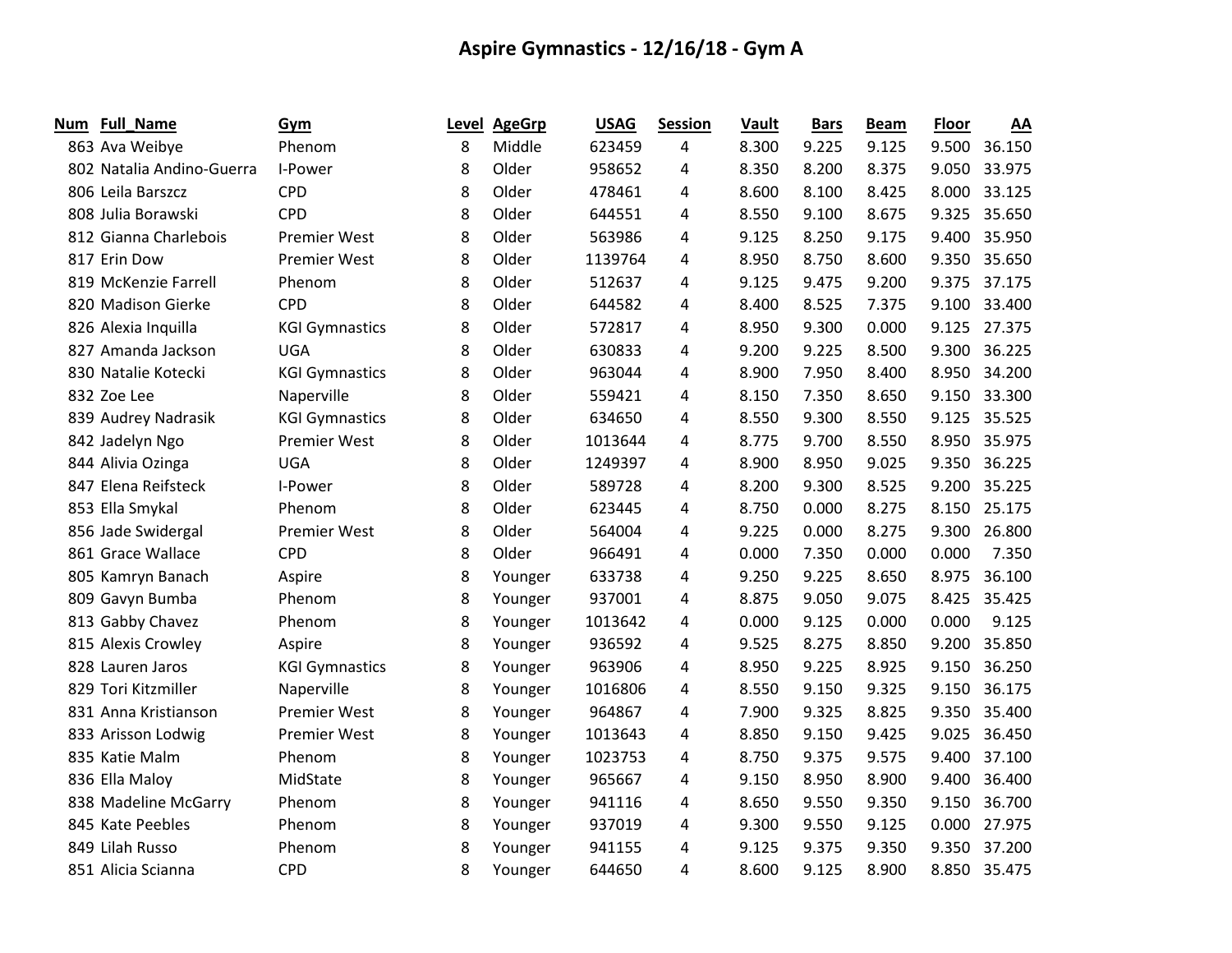# Aspire Gymnastics - 12/16/18 - Gym A

| Num | Full_Name | Gym | Level | AgeGrp | USAG | Session | Vault | Bars | Beam | Floor | AA |
|---|---|---|---|---|---|---|---|---|---|---|---|
| 863 | Ava Weibye | Phenom | 8 | Middle | 623459 | 4 | 8.300 | 9.225 | 9.125 | 9.500 | 36.150 |
| 802 | Natalia Andino-Guerra | I-Power | 8 | Older | 958652 | 4 | 8.350 | 8.200 | 8.375 | 9.050 | 33.975 |
| 806 | Leila Barszcz | CPD | 8 | Older | 478461 | 4 | 8.600 | 8.100 | 8.425 | 8.000 | 33.125 |
| 808 | Julia Borawski | CPD | 8 | Older | 644551 | 4 | 8.550 | 9.100 | 8.675 | 9.325 | 35.650 |
| 812 | Gianna Charlebois | Premier West | 8 | Older | 563986 | 4 | 9.125 | 8.250 | 9.175 | 9.400 | 35.950 |
| 817 | Erin Dow | Premier West | 8 | Older | 1139764 | 4 | 8.950 | 8.750 | 8.600 | 9.350 | 35.650 |
| 819 | McKenzie Farrell | Phenom | 8 | Older | 512637 | 4 | 9.125 | 9.475 | 9.200 | 9.375 | 37.175 |
| 820 | Madison Gierke | CPD | 8 | Older | 644582 | 4 | 8.400 | 8.525 | 7.375 | 9.100 | 33.400 |
| 826 | Alexia Inquilla | KGI Gymnastics | 8 | Older | 572817 | 4 | 8.950 | 9.300 | 0.000 | 9.125 | 27.375 |
| 827 | Amanda Jackson | UGA | 8 | Older | 630833 | 4 | 9.200 | 9.225 | 8.500 | 9.300 | 36.225 |
| 830 | Natalie Kotecki | KGI Gymnastics | 8 | Older | 963044 | 4 | 8.900 | 7.950 | 8.400 | 8.950 | 34.200 |
| 832 | Zoe Lee | Naperville | 8 | Older | 559421 | 4 | 8.150 | 7.350 | 8.650 | 9.150 | 33.300 |
| 839 | Audrey Nadrasik | KGI Gymnastics | 8 | Older | 634650 | 4 | 8.550 | 9.300 | 8.550 | 9.125 | 35.525 |
| 842 | Jadelyn Ngo | Premier West | 8 | Older | 1013644 | 4 | 8.775 | 9.700 | 8.550 | 8.950 | 35.975 |
| 844 | Alivia Ozinga | UGA | 8 | Older | 1249397 | 4 | 8.900 | 8.950 | 9.025 | 9.350 | 36.225 |
| 847 | Elena Reifsteck | I-Power | 8 | Older | 589728 | 4 | 8.200 | 9.300 | 8.525 | 9.200 | 35.225 |
| 853 | Ella Smykal | Phenom | 8 | Older | 623445 | 4 | 8.750 | 0.000 | 8.275 | 8.150 | 25.175 |
| 856 | Jade Swidergal | Premier West | 8 | Older | 564004 | 4 | 9.225 | 0.000 | 8.275 | 9.300 | 26.800 |
| 861 | Grace Wallace | CPD | 8 | Older | 966491 | 4 | 0.000 | 7.350 | 0.000 | 0.000 | 7.350 |
| 805 | Kamryn Banach | Aspire | 8 | Younger | 633738 | 4 | 9.250 | 9.225 | 8.650 | 8.975 | 36.100 |
| 809 | Gavyn Bumba | Phenom | 8 | Younger | 937001 | 4 | 8.875 | 9.050 | 9.075 | 8.425 | 35.425 |
| 813 | Gabby Chavez | Phenom | 8 | Younger | 1013642 | 4 | 0.000 | 9.125 | 0.000 | 0.000 | 9.125 |
| 815 | Alexis Crowley | Aspire | 8 | Younger | 936592 | 4 | 9.525 | 8.275 | 8.850 | 9.200 | 35.850 |
| 828 | Lauren Jaros | KGI Gymnastics | 8 | Younger | 963906 | 4 | 8.950 | 9.225 | 8.925 | 9.150 | 36.250 |
| 829 | Tori Kitzmiller | Naperville | 8 | Younger | 1016806 | 4 | 8.550 | 9.150 | 9.325 | 9.150 | 36.175 |
| 831 | Anna Kristianson | Premier West | 8 | Younger | 964867 | 4 | 7.900 | 9.325 | 8.825 | 9.350 | 35.400 |
| 833 | Arisson Lodwig | Premier West | 8 | Younger | 1013643 | 4 | 8.850 | 9.150 | 9.425 | 9.025 | 36.450 |
| 835 | Katie Malm | Phenom | 8 | Younger | 1023753 | 4 | 8.750 | 9.375 | 9.575 | 9.400 | 37.100 |
| 836 | Ella Maloy | MidState | 8 | Younger | 965667 | 4 | 9.150 | 8.950 | 8.900 | 9.400 | 36.400 |
| 838 | Madeline McGarry | Phenom | 8 | Younger | 941116 | 4 | 8.650 | 9.550 | 9.350 | 9.150 | 36.700 |
| 845 | Kate Peebles | Phenom | 8 | Younger | 937019 | 4 | 9.300 | 9.550 | 9.125 | 0.000 | 27.975 |
| 849 | Lilah Russo | Phenom | 8 | Younger | 941155 | 4 | 9.125 | 9.375 | 9.350 | 9.350 | 37.200 |
| 851 | Alicia Scianna | CPD | 8 | Younger | 644650 | 4 | 8.600 | 9.125 | 8.900 | 8.850 | 35.475 |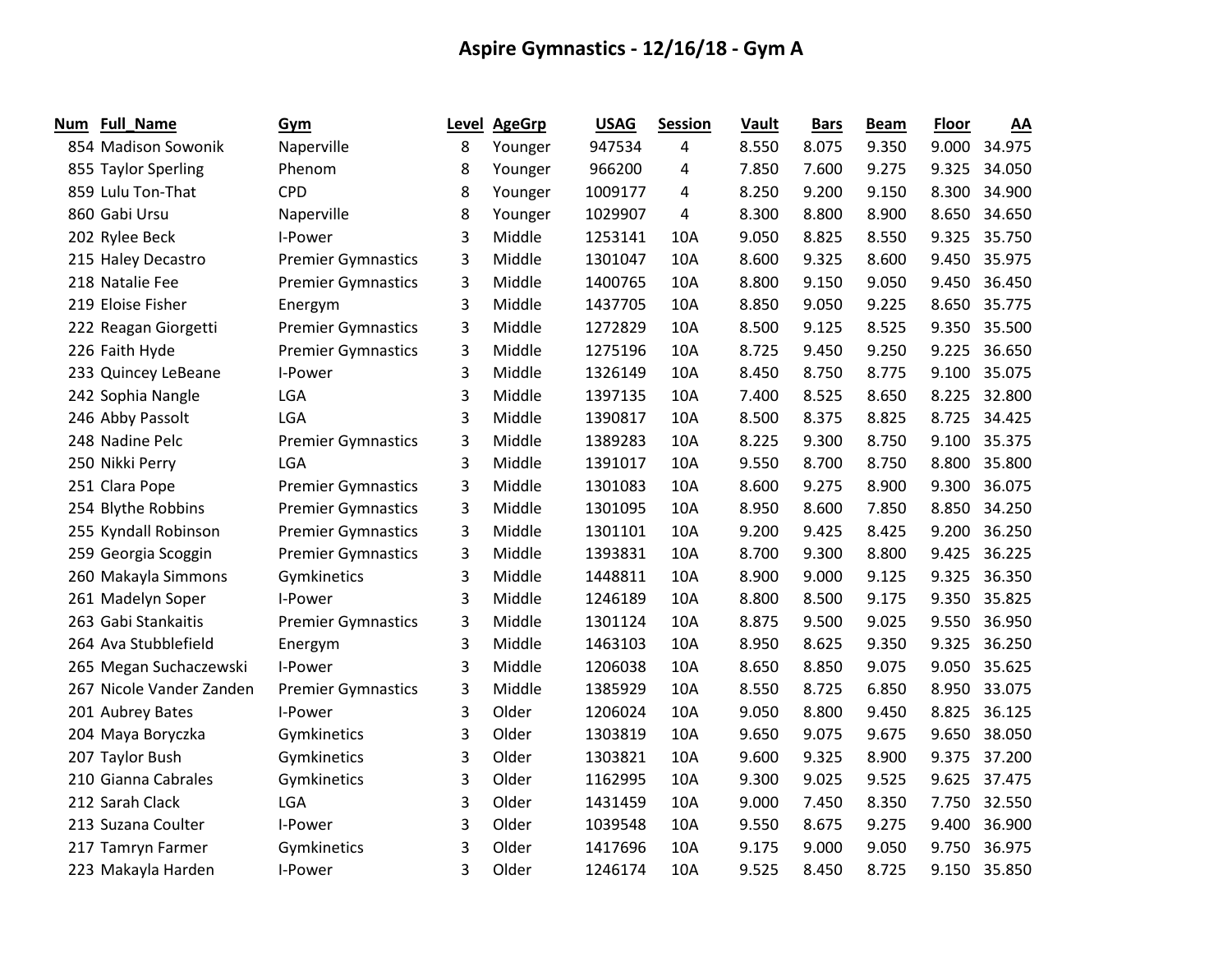# Aspire Gymnastics - 12/16/18 - Gym A

| Num | Full_Name | Gym | Level | AgeGrp | USAG | Session | Vault | Bars | Beam | Floor | AA |
|---|---|---|---|---|---|---|---|---|---|---|---|
| 854 | Madison Sowonik | Naperville | 8 | Younger | 947534 | 4 | 8.550 | 8.075 | 9.350 | 9.000 | 34.975 |
| 855 | Taylor Sperling | Phenom | 8 | Younger | 966200 | 4 | 7.850 | 7.600 | 9.275 | 9.325 | 34.050 |
| 859 | Lulu Ton-That | CPD | 8 | Younger | 1009177 | 4 | 8.250 | 9.200 | 9.150 | 8.300 | 34.900 |
| 860 | Gabi Ursu | Naperville | 8 | Younger | 1029907 | 4 | 8.300 | 8.800 | 8.900 | 8.650 | 34.650 |
| 202 | Rylee Beck | I-Power | 3 | Middle | 1253141 | 10A | 9.050 | 8.825 | 8.550 | 9.325 | 35.750 |
| 215 | Haley Decastro | Premier Gymnastics | 3 | Middle | 1301047 | 10A | 8.600 | 9.325 | 8.600 | 9.450 | 35.975 |
| 218 | Natalie Fee | Premier Gymnastics | 3 | Middle | 1400765 | 10A | 8.800 | 9.150 | 9.050 | 9.450 | 36.450 |
| 219 | Eloise Fisher | Energym | 3 | Middle | 1437705 | 10A | 8.850 | 9.050 | 9.225 | 8.650 | 35.775 |
| 222 | Reagan Giorgetti | Premier Gymnastics | 3 | Middle | 1272829 | 10A | 8.500 | 9.125 | 8.525 | 9.350 | 35.500 |
| 226 | Faith Hyde | Premier Gymnastics | 3 | Middle | 1275196 | 10A | 8.725 | 9.450 | 9.250 | 9.225 | 36.650 |
| 233 | Quincey LeBeane | I-Power | 3 | Middle | 1326149 | 10A | 8.450 | 8.750 | 8.775 | 9.100 | 35.075 |
| 242 | Sophia Nangle | LGA | 3 | Middle | 1397135 | 10A | 7.400 | 8.525 | 8.650 | 8.225 | 32.800 |
| 246 | Abby Passolt | LGA | 3 | Middle | 1390817 | 10A | 8.500 | 8.375 | 8.825 | 8.725 | 34.425 |
| 248 | Nadine Pelc | Premier Gymnastics | 3 | Middle | 1389283 | 10A | 8.225 | 9.300 | 8.750 | 9.100 | 35.375 |
| 250 | Nikki Perry | LGA | 3 | Middle | 1391017 | 10A | 9.550 | 8.700 | 8.750 | 8.800 | 35.800 |
| 251 | Clara Pope | Premier Gymnastics | 3 | Middle | 1301083 | 10A | 8.600 | 9.275 | 8.900 | 9.300 | 36.075 |
| 254 | Blythe Robbins | Premier Gymnastics | 3 | Middle | 1301095 | 10A | 8.950 | 8.600 | 7.850 | 8.850 | 34.250 |
| 255 | Kyndall Robinson | Premier Gymnastics | 3 | Middle | 1301101 | 10A | 9.200 | 9.425 | 8.425 | 9.200 | 36.250 |
| 259 | Georgia Scoggin | Premier Gymnastics | 3 | Middle | 1393831 | 10A | 8.700 | 9.300 | 8.800 | 9.425 | 36.225 |
| 260 | Makayla Simmons | Gymkinetics | 3 | Middle | 1448811 | 10A | 8.900 | 9.000 | 9.125 | 9.325 | 36.350 |
| 261 | Madelyn Soper | I-Power | 3 | Middle | 1246189 | 10A | 8.800 | 8.500 | 9.175 | 9.350 | 35.825 |
| 263 | Gabi Stankaitis | Premier Gymnastics | 3 | Middle | 1301124 | 10A | 8.875 | 9.500 | 9.025 | 9.550 | 36.950 |
| 264 | Ava Stubblefield | Energym | 3 | Middle | 1463103 | 10A | 8.950 | 8.625 | 9.350 | 9.325 | 36.250 |
| 265 | Megan Suchaczewski | I-Power | 3 | Middle | 1206038 | 10A | 8.650 | 8.850 | 9.075 | 9.050 | 35.625 |
| 267 | Nicole Vander Zanden | Premier Gymnastics | 3 | Middle | 1385929 | 10A | 8.550 | 8.725 | 6.850 | 8.950 | 33.075 |
| 201 | Aubrey Bates | I-Power | 3 | Older | 1206024 | 10A | 9.050 | 8.800 | 9.450 | 8.825 | 36.125 |
| 204 | Maya Boryczka | Gymkinetics | 3 | Older | 1303819 | 10A | 9.650 | 9.075 | 9.675 | 9.650 | 38.050 |
| 207 | Taylor Bush | Gymkinetics | 3 | Older | 1303821 | 10A | 9.600 | 9.325 | 8.900 | 9.375 | 37.200 |
| 210 | Gianna Cabrales | Gymkinetics | 3 | Older | 1162995 | 10A | 9.300 | 9.025 | 9.525 | 9.625 | 37.475 |
| 212 | Sarah Clack | LGA | 3 | Older | 1431459 | 10A | 9.000 | 7.450 | 8.350 | 7.750 | 32.550 |
| 213 | Suzana Coulter | I-Power | 3 | Older | 1039548 | 10A | 9.550 | 8.675 | 9.275 | 9.400 | 36.900 |
| 217 | Tamryn Farmer | Gymkinetics | 3 | Older | 1417696 | 10A | 9.175 | 9.000 | 9.050 | 9.750 | 36.975 |
| 223 | Makayla Harden | I-Power | 3 | Older | 1246174 | 10A | 9.525 | 8.450 | 8.725 | 9.150 | 35.850 |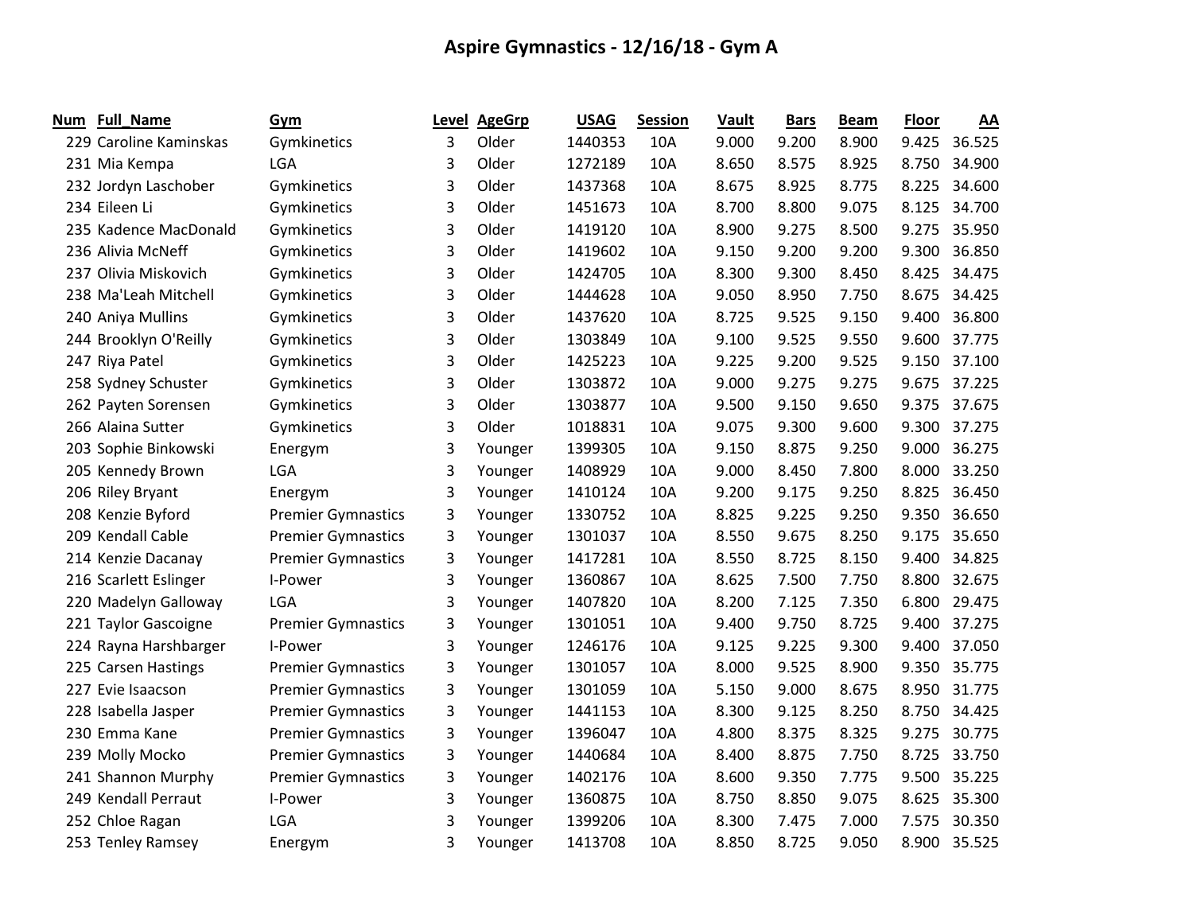# Aspire Gymnastics - 12/16/18 - Gym A

| Num | Full_Name | Gym | Level | AgeGrp | USAG | Session | Vault | Bars | Beam | Floor | AA |
|---|---|---|---|---|---|---|---|---|---|---|---|
| 229 | Caroline Kaminskas | Gymkinetics | 3 | Older | 1440353 | 10A | 9.000 | 9.200 | 8.900 | 9.425 | 36.525 |
| 231 | Mia Kempa | LGA | 3 | Older | 1272189 | 10A | 8.650 | 8.575 | 8.925 | 8.750 | 34.900 |
| 232 | Jordyn Laschober | Gymkinetics | 3 | Older | 1437368 | 10A | 8.675 | 8.925 | 8.775 | 8.225 | 34.600 |
| 234 | Eileen Li | Gymkinetics | 3 | Older | 1451673 | 10A | 8.700 | 8.800 | 9.075 | 8.125 | 34.700 |
| 235 | Kadence MacDonald | Gymkinetics | 3 | Older | 1419120 | 10A | 8.900 | 9.275 | 8.500 | 9.275 | 35.950 |
| 236 | Alivia McNeff | Gymkinetics | 3 | Older | 1419602 | 10A | 9.150 | 9.200 | 9.200 | 9.300 | 36.850 |
| 237 | Olivia Miskovich | Gymkinetics | 3 | Older | 1424705 | 10A | 8.300 | 9.300 | 8.450 | 8.425 | 34.475 |
| 238 | Ma'Leah Mitchell | Gymkinetics | 3 | Older | 1444628 | 10A | 9.050 | 8.950 | 7.750 | 8.675 | 34.425 |
| 240 | Aniya Mullins | Gymkinetics | 3 | Older | 1437620 | 10A | 8.725 | 9.525 | 9.150 | 9.400 | 36.800 |
| 244 | Brooklyn O'Reilly | Gymkinetics | 3 | Older | 1303849 | 10A | 9.100 | 9.525 | 9.550 | 9.600 | 37.775 |
| 247 | Riya Patel | Gymkinetics | 3 | Older | 1425223 | 10A | 9.225 | 9.200 | 9.525 | 9.150 | 37.100 |
| 258 | Sydney Schuster | Gymkinetics | 3 | Older | 1303872 | 10A | 9.000 | 9.275 | 9.275 | 9.675 | 37.225 |
| 262 | Payten Sorensen | Gymkinetics | 3 | Older | 1303877 | 10A | 9.500 | 9.150 | 9.650 | 9.375 | 37.675 |
| 266 | Alaina Sutter | Gymkinetics | 3 | Older | 1018831 | 10A | 9.075 | 9.300 | 9.600 | 9.300 | 37.275 |
| 203 | Sophie Binkowski | Energym | 3 | Younger | 1399305 | 10A | 9.150 | 8.875 | 9.250 | 9.000 | 36.275 |
| 205 | Kennedy Brown | LGA | 3 | Younger | 1408929 | 10A | 9.000 | 8.450 | 7.800 | 8.000 | 33.250 |
| 206 | Riley Bryant | Energym | 3 | Younger | 1410124 | 10A | 9.200 | 9.175 | 9.250 | 8.825 | 36.450 |
| 208 | Kenzie Byford | Premier Gymnastics | 3 | Younger | 1330752 | 10A | 8.825 | 9.225 | 9.250 | 9.350 | 36.650 |
| 209 | Kendall Cable | Premier Gymnastics | 3 | Younger | 1301037 | 10A | 8.550 | 9.675 | 8.250 | 9.175 | 35.650 |
| 214 | Kenzie Dacanay | Premier Gymnastics | 3 | Younger | 1417281 | 10A | 8.550 | 8.725 | 8.150 | 9.400 | 34.825 |
| 216 | Scarlett Eslinger | I-Power | 3 | Younger | 1360867 | 10A | 8.625 | 7.500 | 7.750 | 8.800 | 32.675 |
| 220 | Madelyn Galloway | LGA | 3 | Younger | 1407820 | 10A | 8.200 | 7.125 | 7.350 | 6.800 | 29.475 |
| 221 | Taylor Gascoigne | Premier Gymnastics | 3 | Younger | 1301051 | 10A | 9.400 | 9.750 | 8.725 | 9.400 | 37.275 |
| 224 | Rayna Harshbarger | I-Power | 3 | Younger | 1246176 | 10A | 9.125 | 9.225 | 9.300 | 9.400 | 37.050 |
| 225 | Carsen Hastings | Premier Gymnastics | 3 | Younger | 1301057 | 10A | 8.000 | 9.525 | 8.900 | 9.350 | 35.775 |
| 227 | Evie Isaacson | Premier Gymnastics | 3 | Younger | 1301059 | 10A | 5.150 | 9.000 | 8.675 | 8.950 | 31.775 |
| 228 | Isabella Jasper | Premier Gymnastics | 3 | Younger | 1441153 | 10A | 8.300 | 9.125 | 8.250 | 8.750 | 34.425 |
| 230 | Emma Kane | Premier Gymnastics | 3 | Younger | 1396047 | 10A | 4.800 | 8.375 | 8.325 | 9.275 | 30.775 |
| 239 | Molly Mocko | Premier Gymnastics | 3 | Younger | 1440684 | 10A | 8.400 | 8.875 | 7.750 | 8.725 | 33.750 |
| 241 | Shannon Murphy | Premier Gymnastics | 3 | Younger | 1402176 | 10A | 8.600 | 9.350 | 7.775 | 9.500 | 35.225 |
| 249 | Kendall Perraut | I-Power | 3 | Younger | 1360875 | 10A | 8.750 | 8.850 | 9.075 | 8.625 | 35.300 |
| 252 | Chloe Ragan | LGA | 3 | Younger | 1399206 | 10A | 8.300 | 7.475 | 7.000 | 7.575 | 30.350 |
| 253 | Tenley Ramsey | Energym | 3 | Younger | 1413708 | 10A | 8.850 | 8.725 | 9.050 | 8.900 | 35.525 |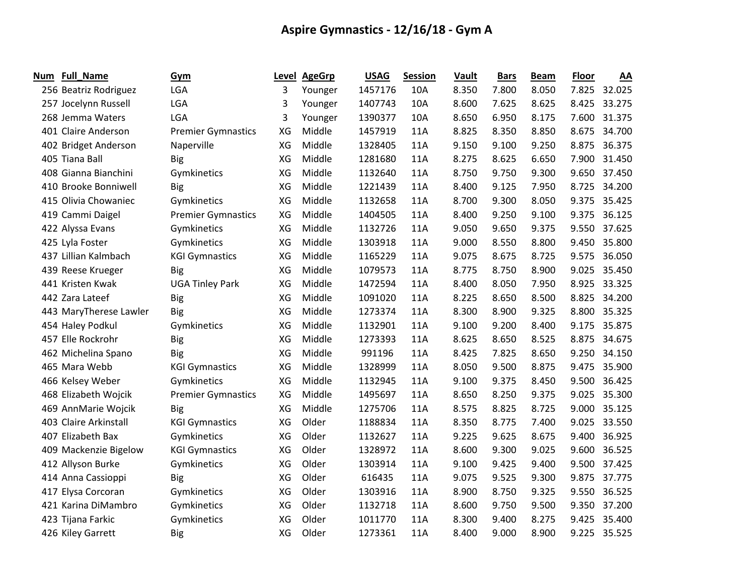# Aspire Gymnastics - 12/16/18 - Gym A

| Num | Full_Name | Gym | Level | AgeGrp | USAG | Session | Vault | Bars | Beam | Floor | AA |
|---|---|---|---|---|---|---|---|---|---|---|---|
| 256 | Beatriz Rodriguez | LGA | 3 | Younger | 1457176 | 10A | 8.350 | 7.800 | 8.050 | 7.825 | 32.025 |
| 257 | Jocelynn Russell | LGA | 3 | Younger | 1407743 | 10A | 8.600 | 7.625 | 8.625 | 8.425 | 33.275 |
| 268 | Jemma Waters | LGA | 3 | Younger | 1390377 | 10A | 8.650 | 6.950 | 8.175 | 7.600 | 31.375 |
| 401 | Claire Anderson | Premier Gymnastics | XG | Middle | 1457919 | 11A | 8.825 | 8.350 | 8.850 | 8.675 | 34.700 |
| 402 | Bridget Anderson | Naperville | XG | Middle | 1328405 | 11A | 9.150 | 9.100 | 9.250 | 8.875 | 36.375 |
| 405 | Tiana Ball | Big | XG | Middle | 1281680 | 11A | 8.275 | 8.625 | 6.650 | 7.900 | 31.450 |
| 408 | Gianna Bianchini | Gymkinetics | XG | Middle | 1132640 | 11A | 8.750 | 9.750 | 9.300 | 9.650 | 37.450 |
| 410 | Brooke Bonniwell | Big | XG | Middle | 1221439 | 11A | 8.400 | 9.125 | 7.950 | 8.725 | 34.200 |
| 415 | Olivia Chowaniec | Gymkinetics | XG | Middle | 1132658 | 11A | 8.700 | 9.300 | 8.050 | 9.375 | 35.425 |
| 419 | Cammi Daigel | Premier Gymnastics | XG | Middle | 1404505 | 11A | 8.400 | 9.250 | 9.100 | 9.375 | 36.125 |
| 422 | Alyssa Evans | Gymkinetics | XG | Middle | 1132726 | 11A | 9.050 | 9.650 | 9.375 | 9.550 | 37.625 |
| 425 | Lyla Foster | Gymkinetics | XG | Middle | 1303918 | 11A | 9.000 | 8.550 | 8.800 | 9.450 | 35.800 |
| 437 | Lillian Kalmbach | KGI Gymnastics | XG | Middle | 1165229 | 11A | 9.075 | 8.675 | 8.725 | 9.575 | 36.050 |
| 439 | Reese Krueger | Big | XG | Middle | 1079573 | 11A | 8.775 | 8.750 | 8.900 | 9.025 | 35.450 |
| 441 | Kristen Kwak | UGA Tinley Park | XG | Middle | 1472594 | 11A | 8.400 | 8.050 | 7.950 | 8.925 | 33.325 |
| 442 | Zara Lateef | Big | XG | Middle | 1091020 | 11A | 8.225 | 8.650 | 8.500 | 8.825 | 34.200 |
| 443 | MaryTherese Lawler | Big | XG | Middle | 1273374 | 11A | 8.300 | 8.900 | 9.325 | 8.800 | 35.325 |
| 454 | Haley Podkul | Gymkinetics | XG | Middle | 1132901 | 11A | 9.100 | 9.200 | 8.400 | 9.175 | 35.875 |
| 457 | Elle Rockrohr | Big | XG | Middle | 1273393 | 11A | 8.625 | 8.650 | 8.525 | 8.875 | 34.675 |
| 462 | Michelina Spano | Big | XG | Middle | 991196 | 11A | 8.425 | 7.825 | 8.650 | 9.250 | 34.150 |
| 465 | Mara Webb | KGI Gymnastics | XG | Middle | 1328999 | 11A | 8.050 | 9.500 | 8.875 | 9.475 | 35.900 |
| 466 | Kelsey Weber | Gymkinetics | XG | Middle | 1132945 | 11A | 9.100 | 9.375 | 8.450 | 9.500 | 36.425 |
| 468 | Elizabeth Wojcik | Premier Gymnastics | XG | Middle | 1495697 | 11A | 8.650 | 8.250 | 9.375 | 9.025 | 35.300 |
| 469 | AnnMarie Wojcik | Big | XG | Middle | 1275706 | 11A | 8.575 | 8.825 | 8.725 | 9.000 | 35.125 |
| 403 | Claire Arkinstall | KGI Gymnastics | XG | Older | 1188834 | 11A | 8.350 | 8.775 | 7.400 | 9.025 | 33.550 |
| 407 | Elizabeth Bax | Gymkinetics | XG | Older | 1132627 | 11A | 9.225 | 9.625 | 8.675 | 9.400 | 36.925 |
| 409 | Mackenzie Bigelow | KGI Gymnastics | XG | Older | 1328972 | 11A | 8.600 | 9.300 | 9.025 | 9.600 | 36.525 |
| 412 | Allyson Burke | Gymkinetics | XG | Older | 1303914 | 11A | 9.100 | 9.425 | 9.400 | 9.500 | 37.425 |
| 414 | Anna Cassioppi | Big | XG | Older | 616435 | 11A | 9.075 | 9.525 | 9.300 | 9.875 | 37.775 |
| 417 | Elysa Corcoran | Gymkinetics | XG | Older | 1303916 | 11A | 8.900 | 8.750 | 9.325 | 9.550 | 36.525 |
| 421 | Karina DiMambro | Gymkinetics | XG | Older | 1132718 | 11A | 8.600 | 9.750 | 9.500 | 9.350 | 37.200 |
| 423 | Tijana Farkic | Gymkinetics | XG | Older | 1011770 | 11A | 8.300 | 9.400 | 8.275 | 9.425 | 35.400 |
| 426 | Kiley Garrett | Big | XG | Older | 1273361 | 11A | 8.400 | 9.000 | 8.900 | 9.225 | 35.525 |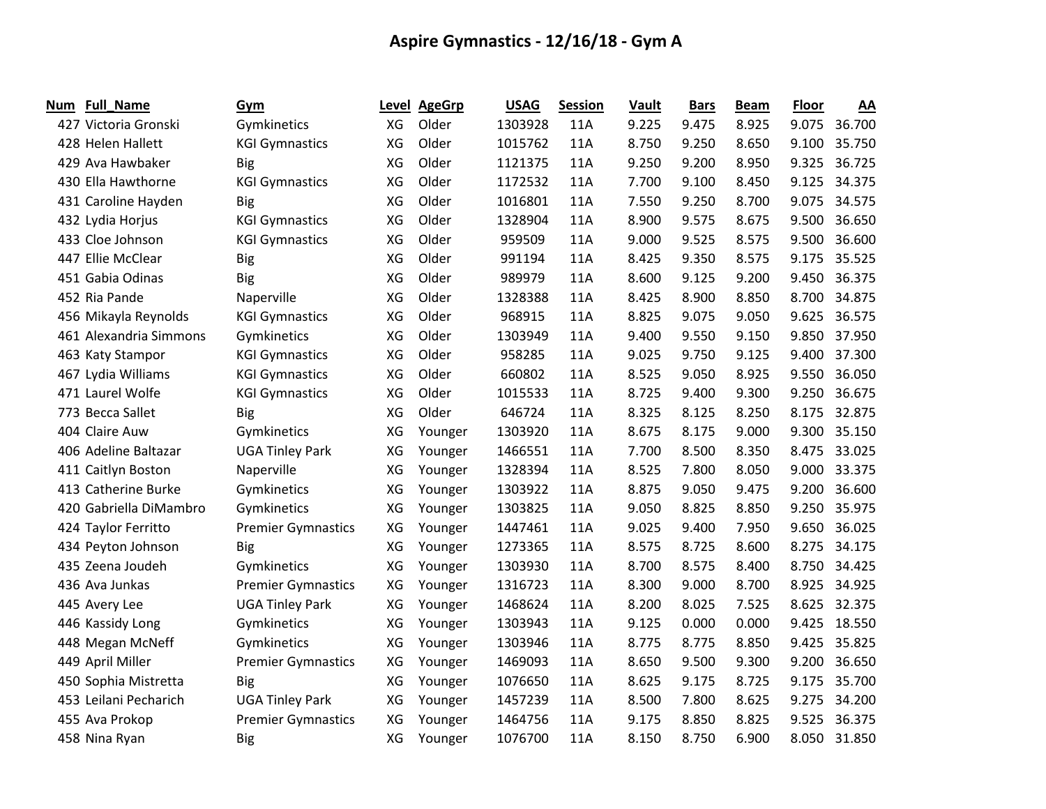# Aspire Gymnastics - 12/16/18 - Gym A

| Num | Full_Name | Gym | Level | AgeGrp | USAG | Session | Vault | Bars | Beam | Floor | AA |
|---|---|---|---|---|---|---|---|---|---|---|---|
| 427 | Victoria Gronski | Gymkinetics | XG | Older | 1303928 | 11A | 9.225 | 9.475 | 8.925 | 9.075 | 36.700 |
| 428 | Helen Hallett | KGI Gymnastics | XG | Older | 1015762 | 11A | 8.750 | 9.250 | 8.650 | 9.100 | 35.750 |
| 429 | Ava Hawbaker | Big | XG | Older | 1121375 | 11A | 9.250 | 9.200 | 8.950 | 9.325 | 36.725 |
| 430 | Ella Hawthorne | KGI Gymnastics | XG | Older | 1172532 | 11A | 7.700 | 9.100 | 8.450 | 9.125 | 34.375 |
| 431 | Caroline Hayden | Big | XG | Older | 1016801 | 11A | 7.550 | 9.250 | 8.700 | 9.075 | 34.575 |
| 432 | Lydia Horjus | KGI Gymnastics | XG | Older | 1328904 | 11A | 8.900 | 9.575 | 8.675 | 9.500 | 36.650 |
| 433 | Cloe Johnson | KGI Gymnastics | XG | Older | 959509 | 11A | 9.000 | 9.525 | 8.575 | 9.500 | 36.600 |
| 447 | Ellie McClear | Big | XG | Older | 991194 | 11A | 8.425 | 9.350 | 8.575 | 9.175 | 35.525 |
| 451 | Gabia Odinas | Big | XG | Older | 989979 | 11A | 8.600 | 9.125 | 9.200 | 9.450 | 36.375 |
| 452 | Ria Pande | Naperville | XG | Older | 1328388 | 11A | 8.425 | 8.900 | 8.850 | 8.700 | 34.875 |
| 456 | Mikayla Reynolds | KGI Gymnastics | XG | Older | 968915 | 11A | 8.825 | 9.075 | 9.050 | 9.625 | 36.575 |
| 461 | Alexandria Simmons | Gymkinetics | XG | Older | 1303949 | 11A | 9.400 | 9.550 | 9.150 | 9.850 | 37.950 |
| 463 | Katy Stampor | KGI Gymnastics | XG | Older | 958285 | 11A | 9.025 | 9.750 | 9.125 | 9.400 | 37.300 |
| 467 | Lydia Williams | KGI Gymnastics | XG | Older | 660802 | 11A | 8.525 | 9.050 | 8.925 | 9.550 | 36.050 |
| 471 | Laurel Wolfe | KGI Gymnastics | XG | Older | 1015533 | 11A | 8.725 | 9.400 | 9.300 | 9.250 | 36.675 |
| 773 | Becca Sallet | Big | XG | Older | 646724 | 11A | 8.325 | 8.125 | 8.250 | 8.175 | 32.875 |
| 404 | Claire Auw | Gymkinetics | XG | Younger | 1303920 | 11A | 8.675 | 8.175 | 9.000 | 9.300 | 35.150 |
| 406 | Adeline Baltazar | UGA Tinley Park | XG | Younger | 1466551 | 11A | 7.700 | 8.500 | 8.350 | 8.475 | 33.025 |
| 411 | Caitlyn Boston | Naperville | XG | Younger | 1328394 | 11A | 8.525 | 7.800 | 8.050 | 9.000 | 33.375 |
| 413 | Catherine Burke | Gymkinetics | XG | Younger | 1303922 | 11A | 8.875 | 9.050 | 9.475 | 9.200 | 36.600 |
| 420 | Gabriella DiMambro | Gymkinetics | XG | Younger | 1303825 | 11A | 9.050 | 8.825 | 8.850 | 9.250 | 35.975 |
| 424 | Taylor Ferritto | Premier Gymnastics | XG | Younger | 1447461 | 11A | 9.025 | 9.400 | 7.950 | 9.650 | 36.025 |
| 434 | Peyton Johnson | Big | XG | Younger | 1273365 | 11A | 8.575 | 8.725 | 8.600 | 8.275 | 34.175 |
| 435 | Zeena Joudeh | Gymkinetics | XG | Younger | 1303930 | 11A | 8.700 | 8.575 | 8.400 | 8.750 | 34.425 |
| 436 | Ava Junkas | Premier Gymnastics | XG | Younger | 1316723 | 11A | 8.300 | 9.000 | 8.700 | 8.925 | 34.925 |
| 445 | Avery Lee | UGA Tinley Park | XG | Younger | 1468624 | 11A | 8.200 | 8.025 | 7.525 | 8.625 | 32.375 |
| 446 | Kassidy Long | Gymkinetics | XG | Younger | 1303943 | 11A | 9.125 | 0.000 | 0.000 | 9.425 | 18.550 |
| 448 | Megan McNeff | Gymkinetics | XG | Younger | 1303946 | 11A | 8.775 | 8.775 | 8.850 | 9.425 | 35.825 |
| 449 | April Miller | Premier Gymnastics | XG | Younger | 1469093 | 11A | 8.650 | 9.500 | 9.300 | 9.200 | 36.650 |
| 450 | Sophia Mistretta | Big | XG | Younger | 1076650 | 11A | 8.625 | 9.175 | 8.725 | 9.175 | 35.700 |
| 453 | Leilani Pecharich | UGA Tinley Park | XG | Younger | 1457239 | 11A | 8.500 | 7.800 | 8.625 | 9.275 | 34.200 |
| 455 | Ava Prokop | Premier Gymnastics | XG | Younger | 1464756 | 11A | 9.175 | 8.850 | 8.825 | 9.525 | 36.375 |
| 458 | Nina Ryan | Big | XG | Younger | 1076700 | 11A | 8.150 | 8.750 | 6.900 | 8.050 | 31.850 |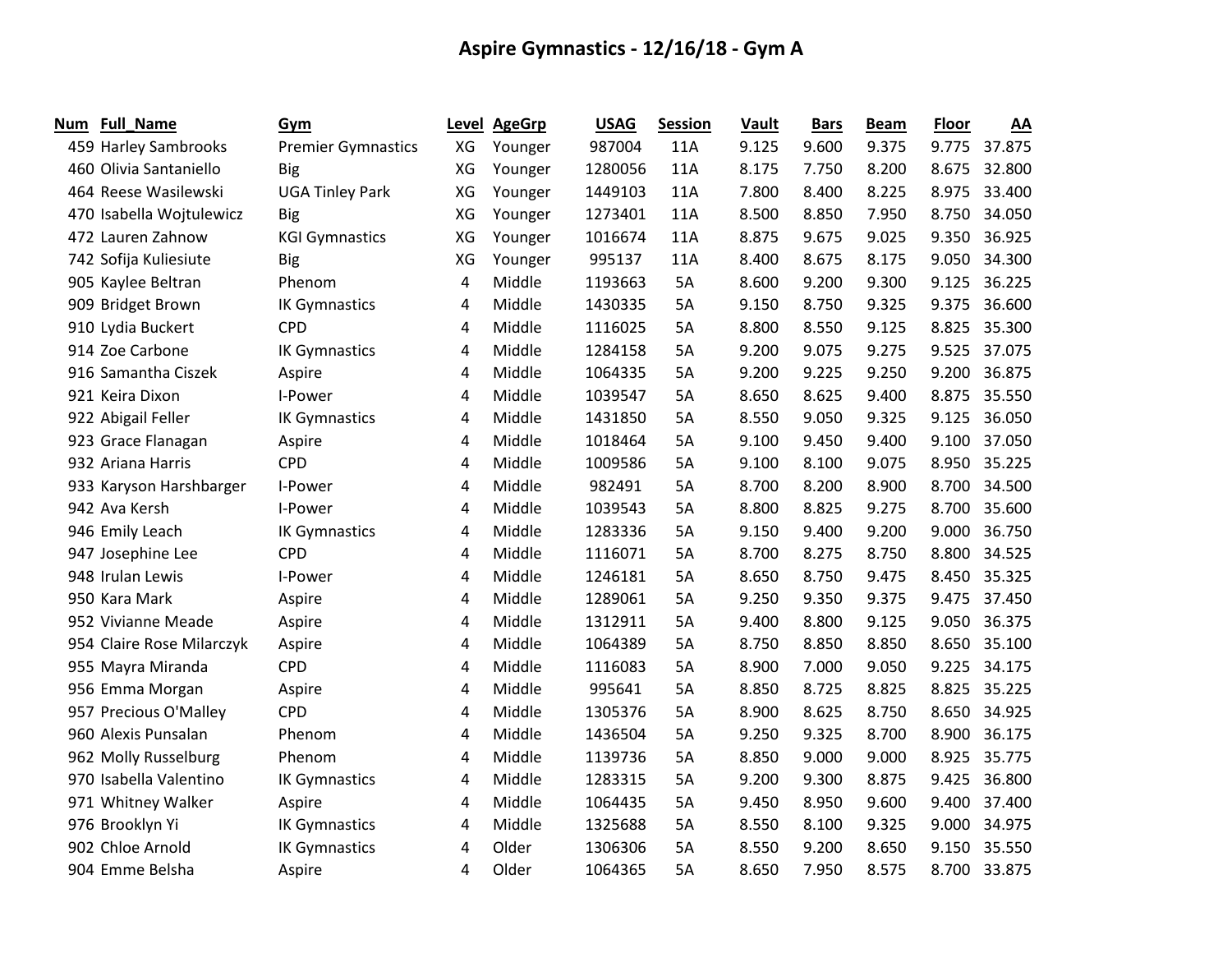# Aspire Gymnastics - 12/16/18 - Gym A

| Num | Full_Name | Gym | Level | AgeGrp | USAG | Session | Vault | Bars | Beam | Floor | AA |
|---|---|---|---|---|---|---|---|---|---|---|---|
| 459 | Harley Sambrooks | Premier Gymnastics | XG | Younger | 987004 | 11A | 9.125 | 9.600 | 9.375 | 9.775 | 37.875 |
| 460 | Olivia Santaniello | Big | XG | Younger | 1280056 | 11A | 8.175 | 7.750 | 8.200 | 8.675 | 32.800 |
| 464 | Reese Wasilewski | UGA Tinley Park | XG | Younger | 1449103 | 11A | 7.800 | 8.400 | 8.225 | 8.975 | 33.400 |
| 470 | Isabella Wojtulewicz | Big | XG | Younger | 1273401 | 11A | 8.500 | 8.850 | 7.950 | 8.750 | 34.050 |
| 472 | Lauren Zahnow | KGI Gymnastics | XG | Younger | 1016674 | 11A | 8.875 | 9.675 | 9.025 | 9.350 | 36.925 |
| 742 | Sofija Kuliesiute | Big | XG | Younger | 995137 | 11A | 8.400 | 8.675 | 8.175 | 9.050 | 34.300 |
| 905 | Kaylee Beltran | Phenom | 4 | Middle | 1193663 | 5A | 8.600 | 9.200 | 9.300 | 9.125 | 36.225 |
| 909 | Bridget Brown | IK Gymnastics | 4 | Middle | 1430335 | 5A | 9.150 | 8.750 | 9.325 | 9.375 | 36.600 |
| 910 | Lydia Buckert | CPD | 4 | Middle | 1116025 | 5A | 8.800 | 8.550 | 9.125 | 8.825 | 35.300 |
| 914 | Zoe Carbone | IK Gymnastics | 4 | Middle | 1284158 | 5A | 9.200 | 9.075 | 9.275 | 9.525 | 37.075 |
| 916 | Samantha Ciszek | Aspire | 4 | Middle | 1064335 | 5A | 9.200 | 9.225 | 9.250 | 9.200 | 36.875 |
| 921 | Keira Dixon | I-Power | 4 | Middle | 1039547 | 5A | 8.650 | 8.625 | 9.400 | 8.875 | 35.550 |
| 922 | Abigail Feller | IK Gymnastics | 4 | Middle | 1431850 | 5A | 8.550 | 9.050 | 9.325 | 9.125 | 36.050 |
| 923 | Grace Flanagan | Aspire | 4 | Middle | 1018464 | 5A | 9.100 | 9.450 | 9.400 | 9.100 | 37.050 |
| 932 | Ariana Harris | CPD | 4 | Middle | 1009586 | 5A | 9.100 | 8.100 | 9.075 | 8.950 | 35.225 |
| 933 | Karyson Harshbarger | I-Power | 4 | Middle | 982491 | 5A | 8.700 | 8.200 | 8.900 | 8.700 | 34.500 |
| 942 | Ava Kersh | I-Power | 4 | Middle | 1039543 | 5A | 8.800 | 8.825 | 9.275 | 8.700 | 35.600 |
| 946 | Emily Leach | IK Gymnastics | 4 | Middle | 1283336 | 5A | 9.150 | 9.400 | 9.200 | 9.000 | 36.750 |
| 947 | Josephine Lee | CPD | 4 | Middle | 1116071 | 5A | 8.700 | 8.275 | 8.750 | 8.800 | 34.525 |
| 948 | Irulan Lewis | I-Power | 4 | Middle | 1246181 | 5A | 8.650 | 8.750 | 9.475 | 8.450 | 35.325 |
| 950 | Kara Mark | Aspire | 4 | Middle | 1289061 | 5A | 9.250 | 9.350 | 9.375 | 9.475 | 37.450 |
| 952 | Vivianne Meade | Aspire | 4 | Middle | 1312911 | 5A | 9.400 | 8.800 | 9.125 | 9.050 | 36.375 |
| 954 | Claire Rose Milarczyk | Aspire | 4 | Middle | 1064389 | 5A | 8.750 | 8.850 | 8.850 | 8.650 | 35.100 |
| 955 | Mayra Miranda | CPD | 4 | Middle | 1116083 | 5A | 8.900 | 7.000 | 9.050 | 9.225 | 34.175 |
| 956 | Emma Morgan | Aspire | 4 | Middle | 995641 | 5A | 8.850 | 8.725 | 8.825 | 8.825 | 35.225 |
| 957 | Precious O'Malley | CPD | 4 | Middle | 1305376 | 5A | 8.900 | 8.625 | 8.750 | 8.650 | 34.925 |
| 960 | Alexis Punsalan | Phenom | 4 | Middle | 1436504 | 5A | 9.250 | 9.325 | 8.700 | 8.900 | 36.175 |
| 962 | Molly Russelburg | Phenom | 4 | Middle | 1139736 | 5A | 8.850 | 9.000 | 9.000 | 8.925 | 35.775 |
| 970 | Isabella Valentino | IK Gymnastics | 4 | Middle | 1283315 | 5A | 9.200 | 9.300 | 8.875 | 9.425 | 36.800 |
| 971 | Whitney Walker | Aspire | 4 | Middle | 1064435 | 5A | 9.450 | 8.950 | 9.600 | 9.400 | 37.400 |
| 976 | Brooklyn Yi | IK Gymnastics | 4 | Middle | 1325688 | 5A | 8.550 | 8.100 | 9.325 | 9.000 | 34.975 |
| 902 | Chloe Arnold | IK Gymnastics | 4 | Older | 1306306 | 5A | 8.550 | 9.200 | 8.650 | 9.150 | 35.550 |
| 904 | Emme Belsha | Aspire | 4 | Older | 1064365 | 5A | 8.650 | 7.950 | 8.575 | 8.700 | 33.875 |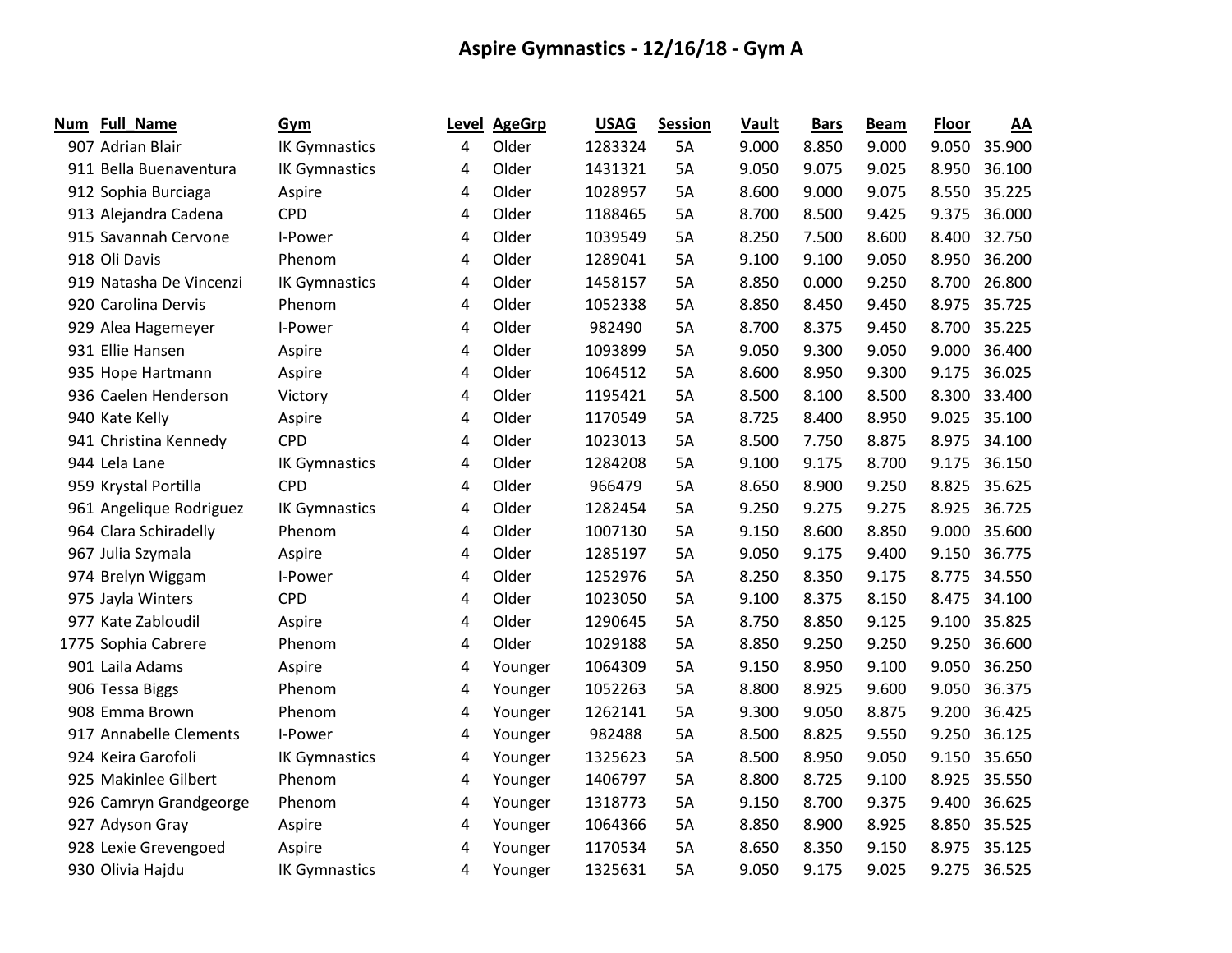# Aspire Gymnastics - 12/16/18 - Gym A

| Num | Full_Name | Gym | Level | AgeGrp | USAG | Session | Vault | Bars | Beam | Floor | AA |
|---|---|---|---|---|---|---|---|---|---|---|---|
| 907 | Adrian Blair | IK Gymnastics | 4 | Older | 1283324 | 5A | 9.000 | 8.850 | 9.000 | 9.050 | 35.900 |
| 911 | Bella Buenaventura | IK Gymnastics | 4 | Older | 1431321 | 5A | 9.050 | 9.075 | 9.025 | 8.950 | 36.100 |
| 912 | Sophia Burciaga | Aspire | 4 | Older | 1028957 | 5A | 8.600 | 9.000 | 9.075 | 8.550 | 35.225 |
| 913 | Alejandra Cadena | CPD | 4 | Older | 1188465 | 5A | 8.700 | 8.500 | 9.425 | 9.375 | 36.000 |
| 915 | Savannah Cervone | I-Power | 4 | Older | 1039549 | 5A | 8.250 | 7.500 | 8.600 | 8.400 | 32.750 |
| 918 | Oli Davis | Phenom | 4 | Older | 1289041 | 5A | 9.100 | 9.100 | 9.050 | 8.950 | 36.200 |
| 919 | Natasha De Vincenzi | IK Gymnastics | 4 | Older | 1458157 | 5A | 8.850 | 0.000 | 9.250 | 8.700 | 26.800 |
| 920 | Carolina Dervis | Phenom | 4 | Older | 1052338 | 5A | 8.850 | 8.450 | 9.450 | 8.975 | 35.725 |
| 929 | Alea Hagemeyer | I-Power | 4 | Older | 982490 | 5A | 8.700 | 8.375 | 9.450 | 8.700 | 35.225 |
| 931 | Ellie Hansen | Aspire | 4 | Older | 1093899 | 5A | 9.050 | 9.300 | 9.050 | 9.000 | 36.400 |
| 935 | Hope Hartmann | Aspire | 4 | Older | 1064512 | 5A | 8.600 | 8.950 | 9.300 | 9.175 | 36.025 |
| 936 | Caelen Henderson | Victory | 4 | Older | 1195421 | 5A | 8.500 | 8.100 | 8.500 | 8.300 | 33.400 |
| 940 | Kate Kelly | Aspire | 4 | Older | 1170549 | 5A | 8.725 | 8.400 | 8.950 | 9.025 | 35.100 |
| 941 | Christina Kennedy | CPD | 4 | Older | 1023013 | 5A | 8.500 | 7.750 | 8.875 | 8.975 | 34.100 |
| 944 | Lela Lane | IK Gymnastics | 4 | Older | 1284208 | 5A | 9.100 | 9.175 | 8.700 | 9.175 | 36.150 |
| 959 | Krystal Portilla | CPD | 4 | Older | 966479 | 5A | 8.650 | 8.900 | 9.250 | 8.825 | 35.625 |
| 961 | Angelique Rodriguez | IK Gymnastics | 4 | Older | 1282454 | 5A | 9.250 | 9.275 | 9.275 | 8.925 | 36.725 |
| 964 | Clara Schiradelly | Phenom | 4 | Older | 1007130 | 5A | 9.150 | 8.600 | 8.850 | 9.000 | 35.600 |
| 967 | Julia Szymala | Aspire | 4 | Older | 1285197 | 5A | 9.050 | 9.175 | 9.400 | 9.150 | 36.775 |
| 974 | Brelyn Wiggam | I-Power | 4 | Older | 1252976 | 5A | 8.250 | 8.350 | 9.175 | 8.775 | 34.550 |
| 975 | Jayla Winters | CPD | 4 | Older | 1023050 | 5A | 9.100 | 8.375 | 8.150 | 8.475 | 34.100 |
| 977 | Kate Zabloudil | Aspire | 4 | Older | 1290645 | 5A | 8.750 | 8.850 | 9.125 | 9.100 | 35.825 |
| 1775 | Sophia Cabrere | Phenom | 4 | Older | 1029188 | 5A | 8.850 | 9.250 | 9.250 | 9.250 | 36.600 |
| 901 | Laila Adams | Aspire | 4 | Younger | 1064309 | 5A | 9.150 | 8.950 | 9.100 | 9.050 | 36.250 |
| 906 | Tessa Biggs | Phenom | 4 | Younger | 1052263 | 5A | 8.800 | 8.925 | 9.600 | 9.050 | 36.375 |
| 908 | Emma Brown | Phenom | 4 | Younger | 1262141 | 5A | 9.300 | 9.050 | 8.875 | 9.200 | 36.425 |
| 917 | Annabelle Clements | I-Power | 4 | Younger | 982488 | 5A | 8.500 | 8.825 | 9.550 | 9.250 | 36.125 |
| 924 | Keira Garofoli | IK Gymnastics | 4 | Younger | 1325623 | 5A | 8.500 | 8.950 | 9.050 | 9.150 | 35.650 |
| 925 | Makinlee Gilbert | Phenom | 4 | Younger | 1406797 | 5A | 8.800 | 8.725 | 9.100 | 8.925 | 35.550 |
| 926 | Camryn Grandgeorge | Phenom | 4 | Younger | 1318773 | 5A | 9.150 | 8.700 | 9.375 | 9.400 | 36.625 |
| 927 | Adyson Gray | Aspire | 4 | Younger | 1064366 | 5A | 8.850 | 8.900 | 8.925 | 8.850 | 35.525 |
| 928 | Lexie Grevengoed | Aspire | 4 | Younger | 1170534 | 5A | 8.650 | 8.350 | 9.150 | 8.975 | 35.125 |
| 930 | Olivia Hajdu | IK Gymnastics | 4 | Younger | 1325631 | 5A | 9.050 | 9.175 | 9.025 | 9.275 | 36.525 |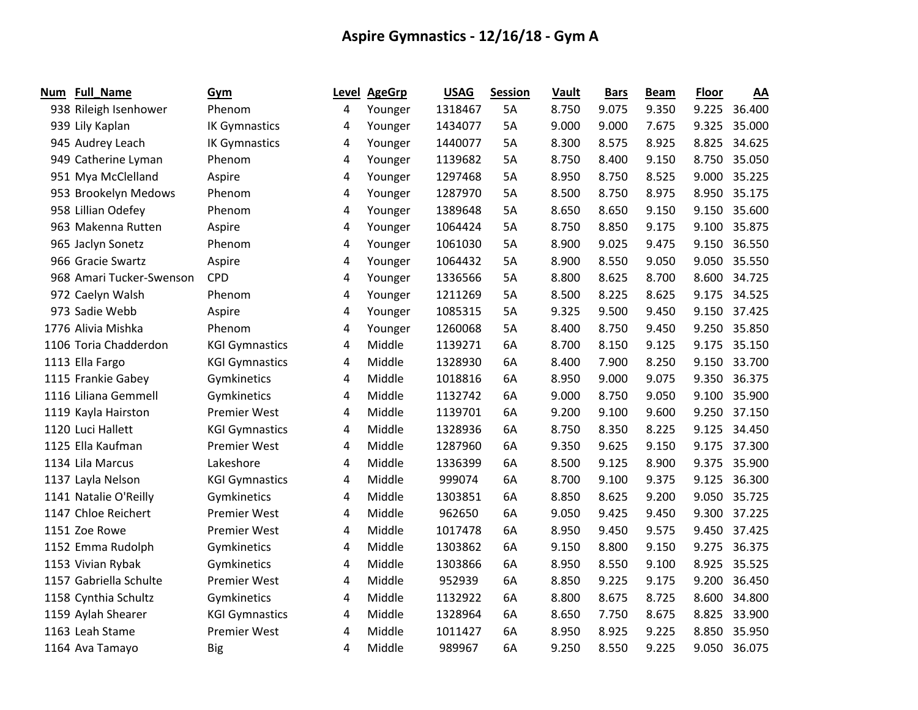# Aspire Gymnastics - 12/16/18 - Gym A

| Num | Full_Name | Gym | Level | AgeGrp | USAG | Session | Vault | Bars | Beam | Floor | AA |
|---|---|---|---|---|---|---|---|---|---|---|---|
| 938 | Rileigh Isenhower | Phenom | 4 | Younger | 1318467 | 5A | 8.750 | 9.075 | 9.350 | 9.225 | 36.400 |
| 939 | Lily Kaplan | IK Gymnastics | 4 | Younger | 1434077 | 5A | 9.000 | 9.000 | 7.675 | 9.325 | 35.000 |
| 945 | Audrey Leach | IK Gymnastics | 4 | Younger | 1440077 | 5A | 8.300 | 8.575 | 8.925 | 8.825 | 34.625 |
| 949 | Catherine Lyman | Phenom | 4 | Younger | 1139682 | 5A | 8.750 | 8.400 | 9.150 | 8.750 | 35.050 |
| 951 | Mya McClelland | Aspire | 4 | Younger | 1297468 | 5A | 8.950 | 8.750 | 8.525 | 9.000 | 35.225 |
| 953 | Brookelyn Medows | Phenom | 4 | Younger | 1287970 | 5A | 8.500 | 8.750 | 8.975 | 8.950 | 35.175 |
| 958 | Lillian Odefey | Phenom | 4 | Younger | 1389648 | 5A | 8.650 | 8.650 | 9.150 | 9.150 | 35.600 |
| 963 | Makenna Rutten | Aspire | 4 | Younger | 1064424 | 5A | 8.750 | 8.850 | 9.175 | 9.100 | 35.875 |
| 965 | Jaclyn Sonetz | Phenom | 4 | Younger | 1061030 | 5A | 8.900 | 9.025 | 9.475 | 9.150 | 36.550 |
| 966 | Gracie Swartz | Aspire | 4 | Younger | 1064432 | 5A | 8.900 | 8.550 | 9.050 | 9.050 | 35.550 |
| 968 | Amari Tucker-Swenson | CPD | 4 | Younger | 1336566 | 5A | 8.800 | 8.625 | 8.700 | 8.600 | 34.725 |
| 972 | Caelyn Walsh | Phenom | 4 | Younger | 1211269 | 5A | 8.500 | 8.225 | 8.625 | 9.175 | 34.525 |
| 973 | Sadie Webb | Aspire | 4 | Younger | 1085315 | 5A | 9.325 | 9.500 | 9.450 | 9.150 | 37.425 |
| 1776 | Alivia Mishka | Phenom | 4 | Younger | 1260068 | 5A | 8.400 | 8.750 | 9.450 | 9.250 | 35.850 |
| 1106 | Toria Chadderdon | KGI Gymnastics | 4 | Middle | 1139271 | 6A | 8.700 | 8.150 | 9.125 | 9.175 | 35.150 |
| 1113 | Ella Fargo | KGI Gymnastics | 4 | Middle | 1328930 | 6A | 8.400 | 7.900 | 8.250 | 9.150 | 33.700 |
| 1115 | Frankie Gabey | Gymkinetics | 4 | Middle | 1018816 | 6A | 8.950 | 9.000 | 9.075 | 9.350 | 36.375 |
| 1116 | Liliana Gemmell | Gymkinetics | 4 | Middle | 1132742 | 6A | 9.000 | 8.750 | 9.050 | 9.100 | 35.900 |
| 1119 | Kayla Hairston | Premier West | 4 | Middle | 1139701 | 6A | 9.200 | 9.100 | 9.600 | 9.250 | 37.150 |
| 1120 | Luci Hallett | KGI Gymnastics | 4 | Middle | 1328936 | 6A | 8.750 | 8.350 | 8.225 | 9.125 | 34.450 |
| 1125 | Ella Kaufman | Premier West | 4 | Middle | 1287960 | 6A | 9.350 | 9.625 | 9.150 | 9.175 | 37.300 |
| 1134 | Lila Marcus | Lakeshore | 4 | Middle | 1336399 | 6A | 8.500 | 9.125 | 8.900 | 9.375 | 35.900 |
| 1137 | Layla Nelson | KGI Gymnastics | 4 | Middle | 999074 | 6A | 8.700 | 9.100 | 9.375 | 9.125 | 36.300 |
| 1141 | Natalie O'Reilly | Gymkinetics | 4 | Middle | 1303851 | 6A | 8.850 | 8.625 | 9.200 | 9.050 | 35.725 |
| 1147 | Chloe Reichert | Premier West | 4 | Middle | 962650 | 6A | 9.050 | 9.425 | 9.450 | 9.300 | 37.225 |
| 1151 | Zoe Rowe | Premier West | 4 | Middle | 1017478 | 6A | 8.950 | 9.450 | 9.575 | 9.450 | 37.425 |
| 1152 | Emma Rudolph | Gymkinetics | 4 | Middle | 1303862 | 6A | 9.150 | 8.800 | 9.150 | 9.275 | 36.375 |
| 1153 | Vivian Rybak | Gymkinetics | 4 | Middle | 1303866 | 6A | 8.950 | 8.550 | 9.100 | 8.925 | 35.525 |
| 1157 | Gabriella Schulte | Premier West | 4 | Middle | 952939 | 6A | 8.850 | 9.225 | 9.175 | 9.200 | 36.450 |
| 1158 | Cynthia Schultz | Gymkinetics | 4 | Middle | 1132922 | 6A | 8.800 | 8.675 | 8.725 | 8.600 | 34.800 |
| 1159 | Aylah Shearer | KGI Gymnastics | 4 | Middle | 1328964 | 6A | 8.650 | 7.750 | 8.675 | 8.825 | 33.900 |
| 1163 | Leah Stame | Premier West | 4 | Middle | 1011427 | 6A | 8.950 | 8.925 | 9.225 | 8.850 | 35.950 |
| 1164 | Ava Tamayo | Big | 4 | Middle | 989967 | 6A | 9.250 | 8.550 | 9.225 | 9.050 | 36.075 |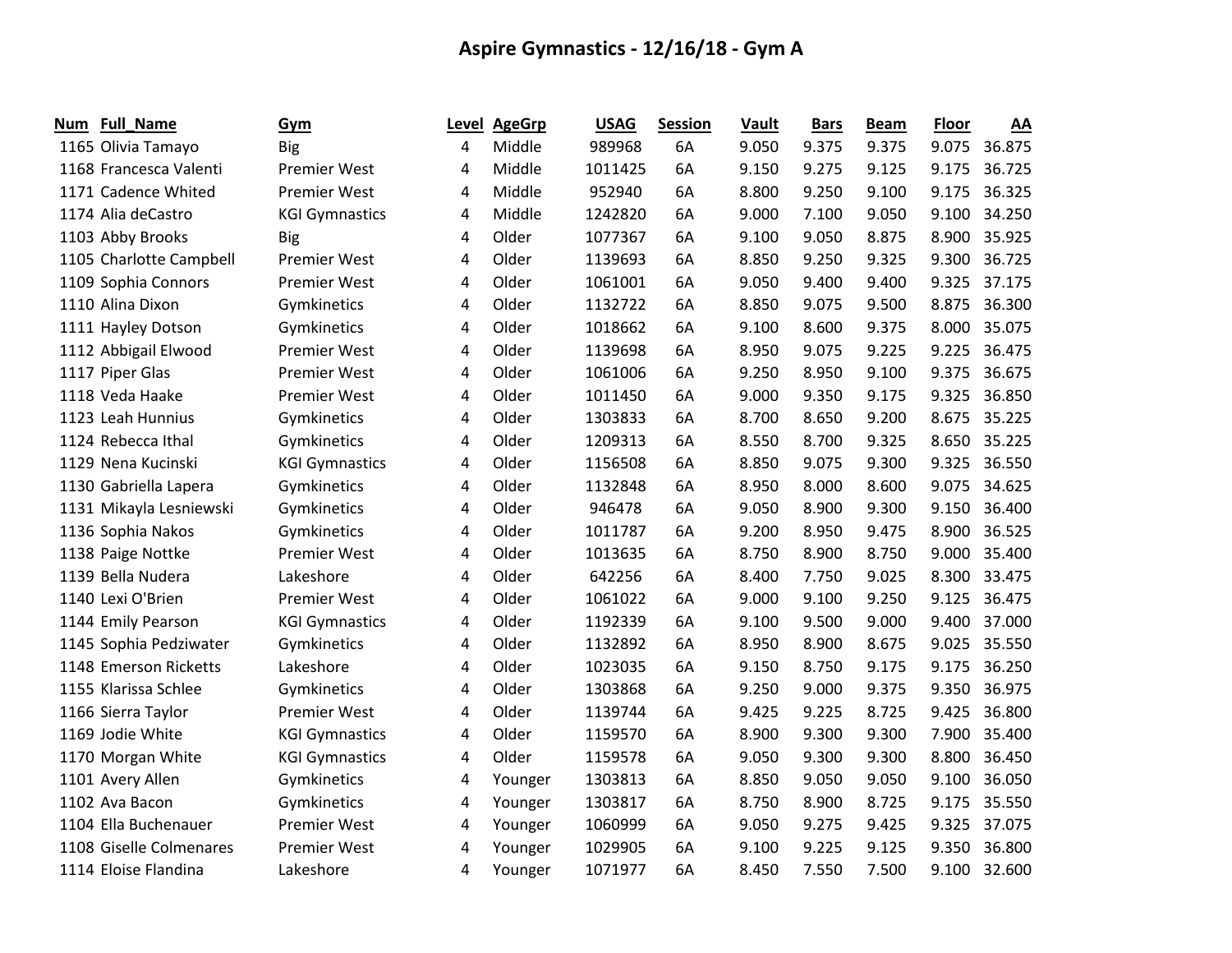# Aspire Gymnastics - 12/16/18 - Gym A

| Num | Full_Name | Gym | Level | AgeGrp | USAG | Session | Vault | Bars | Beam | Floor | AA |
|---|---|---|---|---|---|---|---|---|---|---|---|
| 1165 | Olivia Tamayo | Big | 4 | Middle | 989968 | 6A | 9.050 | 9.375 | 9.375 | 9.075 | 36.875 |
| 1168 | Francesca Valenti | Premier West | 4 | Middle | 1011425 | 6A | 9.150 | 9.275 | 9.125 | 9.175 | 36.725 |
| 1171 | Cadence Whited | Premier West | 4 | Middle | 952940 | 6A | 8.800 | 9.250 | 9.100 | 9.175 | 36.325 |
| 1174 | Alia deCastro | KGI Gymnastics | 4 | Middle | 1242820 | 6A | 9.000 | 7.100 | 9.050 | 9.100 | 34.250 |
| 1103 | Abby Brooks | Big | 4 | Older | 1077367 | 6A | 9.100 | 9.050 | 8.875 | 8.900 | 35.925 |
| 1105 | Charlotte Campbell | Premier West | 4 | Older | 1139693 | 6A | 8.850 | 9.250 | 9.325 | 9.300 | 36.725 |
| 1109 | Sophia Connors | Premier West | 4 | Older | 1061001 | 6A | 9.050 | 9.400 | 9.400 | 9.325 | 37.175 |
| 1110 | Alina Dixon | Gymkinetics | 4 | Older | 1132722 | 6A | 8.850 | 9.075 | 9.500 | 8.875 | 36.300 |
| 1111 | Hayley Dotson | Gymkinetics | 4 | Older | 1018662 | 6A | 9.100 | 8.600 | 9.375 | 8.000 | 35.075 |
| 1112 | Abbigail Elwood | Premier West | 4 | Older | 1139698 | 6A | 8.950 | 9.075 | 9.225 | 9.225 | 36.475 |
| 1117 | Piper Glas | Premier West | 4 | Older | 1061006 | 6A | 9.250 | 8.950 | 9.100 | 9.375 | 36.675 |
| 1118 | Veda Haake | Premier West | 4 | Older | 1011450 | 6A | 9.000 | 9.350 | 9.175 | 9.325 | 36.850 |
| 1123 | Leah Hunnius | Gymkinetics | 4 | Older | 1303833 | 6A | 8.700 | 8.650 | 9.200 | 8.675 | 35.225 |
| 1124 | Rebecca Ithal | Gymkinetics | 4 | Older | 1209313 | 6A | 8.550 | 8.700 | 9.325 | 8.650 | 35.225 |
| 1129 | Nena Kucinski | KGI Gymnastics | 4 | Older | 1156508 | 6A | 8.850 | 9.075 | 9.300 | 9.325 | 36.550 |
| 1130 | Gabriella Lapera | Gymkinetics | 4 | Older | 1132848 | 6A | 8.950 | 8.000 | 8.600 | 9.075 | 34.625 |
| 1131 | Mikayla Lesniewski | Gymkinetics | 4 | Older | 946478 | 6A | 9.050 | 8.900 | 9.300 | 9.150 | 36.400 |
| 1136 | Sophia Nakos | Gymkinetics | 4 | Older | 1011787 | 6A | 9.200 | 8.950 | 9.475 | 8.900 | 36.525 |
| 1138 | Paige Nottke | Premier West | 4 | Older | 1013635 | 6A | 8.750 | 8.900 | 8.750 | 9.000 | 35.400 |
| 1139 | Bella Nudera | Lakeshore | 4 | Older | 642256 | 6A | 8.400 | 7.750 | 9.025 | 8.300 | 33.475 |
| 1140 | Lexi O'Brien | Premier West | 4 | Older | 1061022 | 6A | 9.000 | 9.100 | 9.250 | 9.125 | 36.475 |
| 1144 | Emily Pearson | KGI Gymnastics | 4 | Older | 1192339 | 6A | 9.100 | 9.500 | 9.000 | 9.400 | 37.000 |
| 1145 | Sophia Pedziwater | Gymkinetics | 4 | Older | 1132892 | 6A | 8.950 | 8.900 | 8.675 | 9.025 | 35.550 |
| 1148 | Emerson Ricketts | Lakeshore | 4 | Older | 1023035 | 6A | 9.150 | 8.750 | 9.175 | 9.175 | 36.250 |
| 1155 | Klarissa Schlee | Gymkinetics | 4 | Older | 1303868 | 6A | 9.250 | 9.000 | 9.375 | 9.350 | 36.975 |
| 1166 | Sierra Taylor | Premier West | 4 | Older | 1139744 | 6A | 9.425 | 9.225 | 8.725 | 9.425 | 36.800 |
| 1169 | Jodie White | KGI Gymnastics | 4 | Older | 1159570 | 6A | 8.900 | 9.300 | 9.300 | 7.900 | 35.400 |
| 1170 | Morgan White | KGI Gymnastics | 4 | Older | 1159578 | 6A | 9.050 | 9.300 | 9.300 | 8.800 | 36.450 |
| 1101 | Avery Allen | Gymkinetics | 4 | Younger | 1303813 | 6A | 8.850 | 9.050 | 9.050 | 9.100 | 36.050 |
| 1102 | Ava Bacon | Gymkinetics | 4 | Younger | 1303817 | 6A | 8.750 | 8.900 | 8.725 | 9.175 | 35.550 |
| 1104 | Ella Buchenauer | Premier West | 4 | Younger | 1060999 | 6A | 9.050 | 9.275 | 9.425 | 9.325 | 37.075 |
| 1108 | Giselle Colmenares | Premier West | 4 | Younger | 1029905 | 6A | 9.100 | 9.225 | 9.125 | 9.350 | 36.800 |
| 1114 | Eloise Flandina | Lakeshore | 4 | Younger | 1071977 | 6A | 8.450 | 7.550 | 7.500 | 9.100 | 32.600 |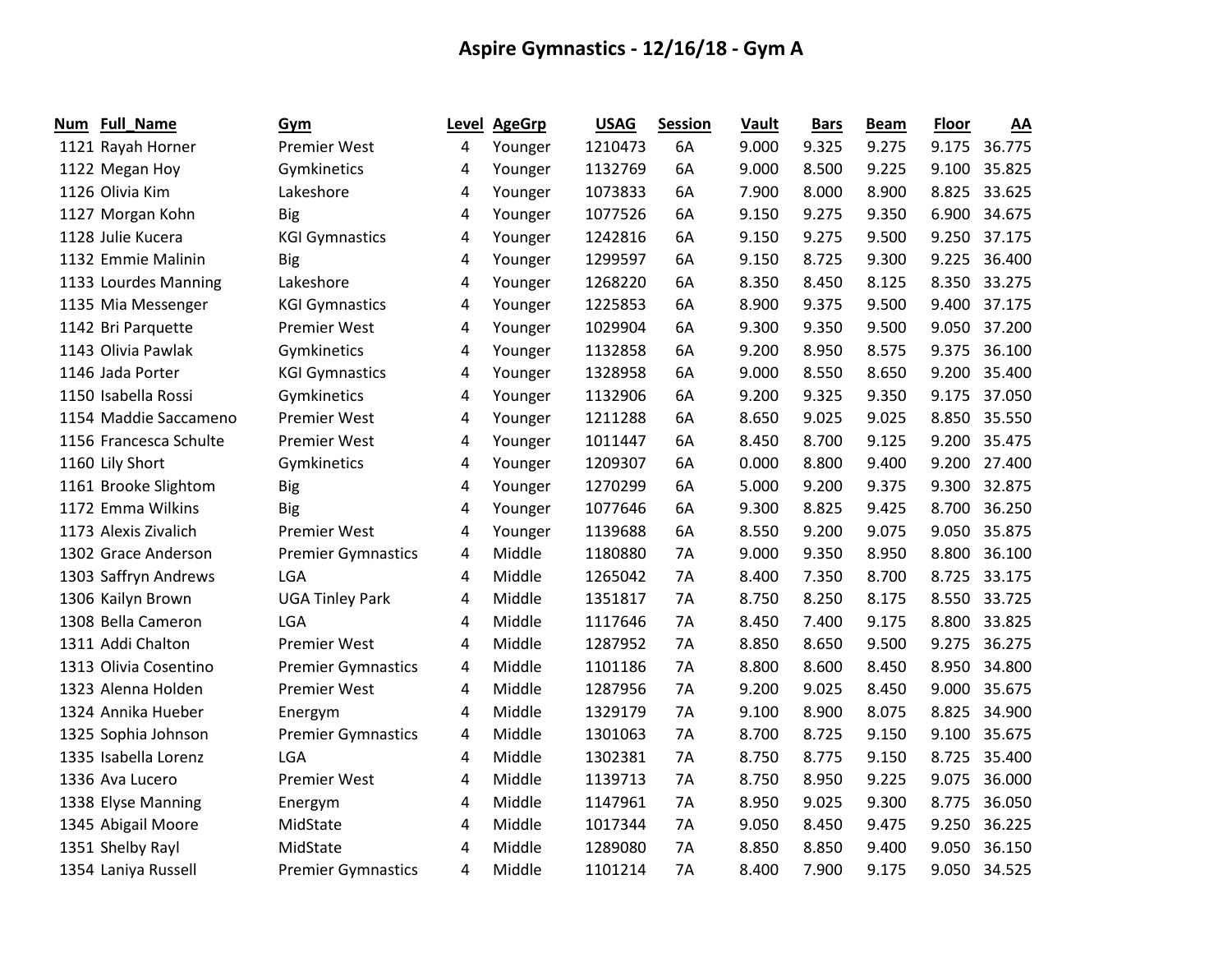# Aspire Gymnastics - 12/16/18 - Gym A

| Num | Full_Name | Gym | Level | AgeGrp | USAG | Session | Vault | Bars | Beam | Floor | AA |
|---|---|---|---|---|---|---|---|---|---|---|---|
| 1121 | Rayah Horner | Premier West | 4 | Younger | 1210473 | 6A | 9.000 | 9.325 | 9.275 | 9.175 | 36.775 |
| 1122 | Megan Hoy | Gymkinetics | 4 | Younger | 1132769 | 6A | 9.000 | 8.500 | 9.225 | 9.100 | 35.825 |
| 1126 | Olivia Kim | Lakeshore | 4 | Younger | 1073833 | 6A | 7.900 | 8.000 | 8.900 | 8.825 | 33.625 |
| 1127 | Morgan Kohn | Big | 4 | Younger | 1077526 | 6A | 9.150 | 9.275 | 9.350 | 6.900 | 34.675 |
| 1128 | Julie Kucera | KGI Gymnastics | 4 | Younger | 1242816 | 6A | 9.150 | 9.275 | 9.500 | 9.250 | 37.175 |
| 1132 | Emmie Malinin | Big | 4 | Younger | 1299597 | 6A | 9.150 | 8.725 | 9.300 | 9.225 | 36.400 |
| 1133 | Lourdes Manning | Lakeshore | 4 | Younger | 1268220 | 6A | 8.350 | 8.450 | 8.125 | 8.350 | 33.275 |
| 1135 | Mia Messenger | KGI Gymnastics | 4 | Younger | 1225853 | 6A | 8.900 | 9.375 | 9.500 | 9.400 | 37.175 |
| 1142 | Bri Parquette | Premier West | 4 | Younger | 1029904 | 6A | 9.300 | 9.350 | 9.500 | 9.050 | 37.200 |
| 1143 | Olivia Pawlak | Gymkinetics | 4 | Younger | 1132858 | 6A | 9.200 | 8.950 | 8.575 | 9.375 | 36.100 |
| 1146 | Jada Porter | KGI Gymnastics | 4 | Younger | 1328958 | 6A | 9.000 | 8.550 | 8.650 | 9.200 | 35.400 |
| 1150 | Isabella Rossi | Gymkinetics | 4 | Younger | 1132906 | 6A | 9.200 | 9.325 | 9.350 | 9.175 | 37.050 |
| 1154 | Maddie Saccameno | Premier West | 4 | Younger | 1211288 | 6A | 8.650 | 9.025 | 9.025 | 8.850 | 35.550 |
| 1156 | Francesca Schulte | Premier West | 4 | Younger | 1011447 | 6A | 8.450 | 8.700 | 9.125 | 9.200 | 35.475 |
| 1160 | Lily Short | Gymkinetics | 4 | Younger | 1209307 | 6A | 0.000 | 8.800 | 9.400 | 9.200 | 27.400 |
| 1161 | Brooke Slightom | Big | 4 | Younger | 1270299 | 6A | 5.000 | 9.200 | 9.375 | 9.300 | 32.875 |
| 1172 | Emma Wilkins | Big | 4 | Younger | 1077646 | 6A | 9.300 | 8.825 | 9.425 | 8.700 | 36.250 |
| 1173 | Alexis Zivalich | Premier West | 4 | Younger | 1139688 | 6A | 8.550 | 9.200 | 9.075 | 9.050 | 35.875 |
| 1302 | Grace Anderson | Premier Gymnastics | 4 | Middle | 1180880 | 7A | 9.000 | 9.350 | 8.950 | 8.800 | 36.100 |
| 1303 | Saffryn Andrews | LGA | 4 | Middle | 1265042 | 7A | 8.400 | 7.350 | 8.700 | 8.725 | 33.175 |
| 1306 | Kailyn Brown | UGA Tinley Park | 4 | Middle | 1351817 | 7A | 8.750 | 8.250 | 8.175 | 8.550 | 33.725 |
| 1308 | Bella Cameron | LGA | 4 | Middle | 1117646 | 7A | 8.450 | 7.400 | 9.175 | 8.800 | 33.825 |
| 1311 | Addi Chalton | Premier West | 4 | Middle | 1287952 | 7A | 8.850 | 8.650 | 9.500 | 9.275 | 36.275 |
| 1313 | Olivia Cosentino | Premier Gymnastics | 4 | Middle | 1101186 | 7A | 8.800 | 8.600 | 8.450 | 8.950 | 34.800 |
| 1323 | Alenna Holden | Premier West | 4 | Middle | 1287956 | 7A | 9.200 | 9.025 | 8.450 | 9.000 | 35.675 |
| 1324 | Annika Hueber | Energym | 4 | Middle | 1329179 | 7A | 9.100 | 8.900 | 8.075 | 8.825 | 34.900 |
| 1325 | Sophia Johnson | Premier Gymnastics | 4 | Middle | 1301063 | 7A | 8.700 | 8.725 | 9.150 | 9.100 | 35.675 |
| 1335 | Isabella Lorenz | LGA | 4 | Middle | 1302381 | 7A | 8.750 | 8.775 | 9.150 | 8.725 | 35.400 |
| 1336 | Ava Lucero | Premier West | 4 | Middle | 1139713 | 7A | 8.750 | 8.950 | 9.225 | 9.075 | 36.000 |
| 1338 | Elyse Manning | Energym | 4 | Middle | 1147961 | 7A | 8.950 | 9.025 | 9.300 | 8.775 | 36.050 |
| 1345 | Abigail Moore | MidState | 4 | Middle | 1017344 | 7A | 9.050 | 8.450 | 9.475 | 9.250 | 36.225 |
| 1351 | Shelby Rayl | MidState | 4 | Middle | 1289080 | 7A | 8.850 | 8.850 | 9.400 | 9.050 | 36.150 |
| 1354 | Laniya Russell | Premier Gymnastics | 4 | Middle | 1101214 | 7A | 8.400 | 7.900 | 9.175 | 9.050 | 34.525 |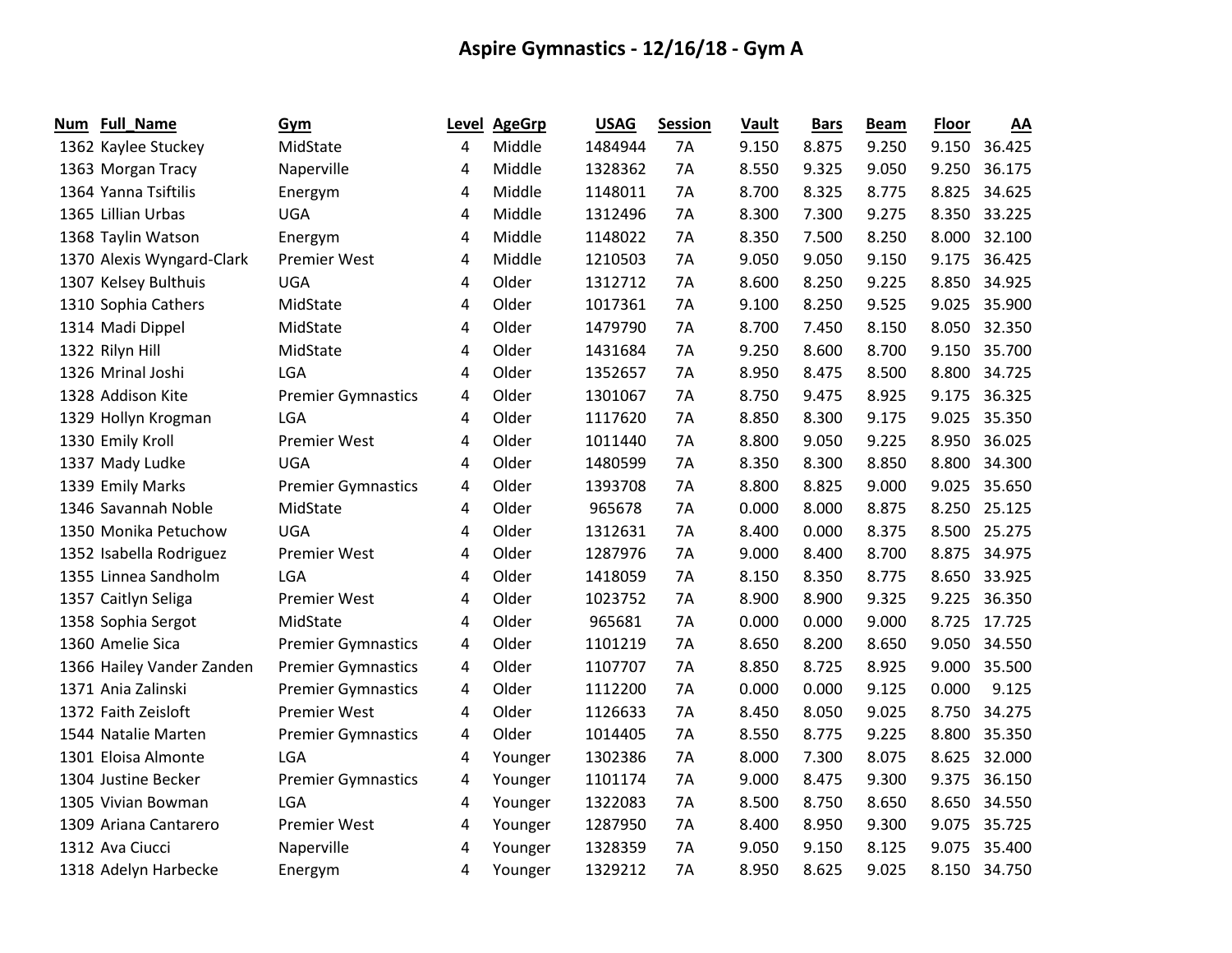# Aspire Gymnastics - 12/16/18 - Gym A

| Num | Full_Name | Gym | Level | AgeGrp | USAG | Session | Vault | Bars | Beam | Floor | AA |
|---|---|---|---|---|---|---|---|---|---|---|---|
| 1362 | Kaylee Stuckey | MidState | 4 | Middle | 1484944 | 7A | 9.150 | 8.875 | 9.250 | 9.150 | 36.425 |
| 1363 | Morgan Tracy | Naperville | 4 | Middle | 1328362 | 7A | 8.550 | 9.325 | 9.050 | 9.250 | 36.175 |
| 1364 | Yanna Tsiftilis | Energym | 4 | Middle | 1148011 | 7A | 8.700 | 8.325 | 8.775 | 8.825 | 34.625 |
| 1365 | Lillian Urbas | UGA | 4 | Middle | 1312496 | 7A | 8.300 | 7.300 | 9.275 | 8.350 | 33.225 |
| 1368 | Taylin Watson | Energym | 4 | Middle | 1148022 | 7A | 8.350 | 7.500 | 8.250 | 8.000 | 32.100 |
| 1370 | Alexis Wyngard-Clark | Premier West | 4 | Middle | 1210503 | 7A | 9.050 | 9.050 | 9.150 | 9.175 | 36.425 |
| 1307 | Kelsey Bulthuis | UGA | 4 | Older | 1312712 | 7A | 8.600 | 8.250 | 9.225 | 8.850 | 34.925 |
| 1310 | Sophia Cathers | MidState | 4 | Older | 1017361 | 7A | 9.100 | 8.250 | 9.525 | 9.025 | 35.900 |
| 1314 | Madi Dippel | MidState | 4 | Older | 1479790 | 7A | 8.700 | 7.450 | 8.150 | 8.050 | 32.350 |
| 1322 | Rilyn Hill | MidState | 4 | Older | 1431684 | 7A | 9.250 | 8.600 | 8.700 | 9.150 | 35.700 |
| 1326 | Mrinal Joshi | LGA | 4 | Older | 1352657 | 7A | 8.950 | 8.475 | 8.500 | 8.800 | 34.725 |
| 1328 | Addison Kite | Premier Gymnastics | 4 | Older | 1301067 | 7A | 8.750 | 9.475 | 8.925 | 9.175 | 36.325 |
| 1329 | Hollyn Krogman | LGA | 4 | Older | 1117620 | 7A | 8.850 | 8.300 | 9.175 | 9.025 | 35.350 |
| 1330 | Emily Kroll | Premier West | 4 | Older | 1011440 | 7A | 8.800 | 9.050 | 9.225 | 8.950 | 36.025 |
| 1337 | Mady Ludke | UGA | 4 | Older | 1480599 | 7A | 8.350 | 8.300 | 8.850 | 8.800 | 34.300 |
| 1339 | Emily Marks | Premier Gymnastics | 4 | Older | 1393708 | 7A | 8.800 | 8.825 | 9.000 | 9.025 | 35.650 |
| 1346 | Savannah Noble | MidState | 4 | Older | 965678 | 7A | 0.000 | 8.000 | 8.875 | 8.250 | 25.125 |
| 1350 | Monika Petuchow | UGA | 4 | Older | 1312631 | 7A | 8.400 | 0.000 | 8.375 | 8.500 | 25.275 |
| 1352 | Isabella Rodriguez | Premier West | 4 | Older | 1287976 | 7A | 9.000 | 8.400 | 8.700 | 8.875 | 34.975 |
| 1355 | Linnea Sandholm | LGA | 4 | Older | 1418059 | 7A | 8.150 | 8.350 | 8.775 | 8.650 | 33.925 |
| 1357 | Caitlyn Seliga | Premier West | 4 | Older | 1023752 | 7A | 8.900 | 8.900 | 9.325 | 9.225 | 36.350 |
| 1358 | Sophia Sergot | MidState | 4 | Older | 965681 | 7A | 0.000 | 0.000 | 9.000 | 8.725 | 17.725 |
| 1360 | Amelie Sica | Premier Gymnastics | 4 | Older | 1101219 | 7A | 8.650 | 8.200 | 8.650 | 9.050 | 34.550 |
| 1366 | Hailey Vander Zanden | Premier Gymnastics | 4 | Older | 1107707 | 7A | 8.850 | 8.725 | 8.925 | 9.000 | 35.500 |
| 1371 | Ania Zalinski | Premier Gymnastics | 4 | Older | 1112200 | 7A | 0.000 | 0.000 | 9.125 | 0.000 | 9.125 |
| 1372 | Faith Zeisloft | Premier West | 4 | Older | 1126633 | 7A | 8.450 | 8.050 | 9.025 | 8.750 | 34.275 |
| 1544 | Natalie Marten | Premier Gymnastics | 4 | Older | 1014405 | 7A | 8.550 | 8.775 | 9.225 | 8.800 | 35.350 |
| 1301 | Eloisa Almonte | LGA | 4 | Younger | 1302386 | 7A | 8.000 | 7.300 | 8.075 | 8.625 | 32.000 |
| 1304 | Justine Becker | Premier Gymnastics | 4 | Younger | 1101174 | 7A | 9.000 | 8.475 | 9.300 | 9.375 | 36.150 |
| 1305 | Vivian Bowman | LGA | 4 | Younger | 1322083 | 7A | 8.500 | 8.750 | 8.650 | 8.650 | 34.550 |
| 1309 | Ariana Cantarero | Premier West | 4 | Younger | 1287950 | 7A | 8.400 | 8.950 | 9.300 | 9.075 | 35.725 |
| 1312 | Ava Ciucci | Naperville | 4 | Younger | 1328359 | 7A | 9.050 | 9.150 | 8.125 | 9.075 | 35.400 |
| 1318 | Adelyn Harbecke | Energym | 4 | Younger | 1329212 | 7A | 8.950 | 8.625 | 9.025 | 8.150 | 34.750 |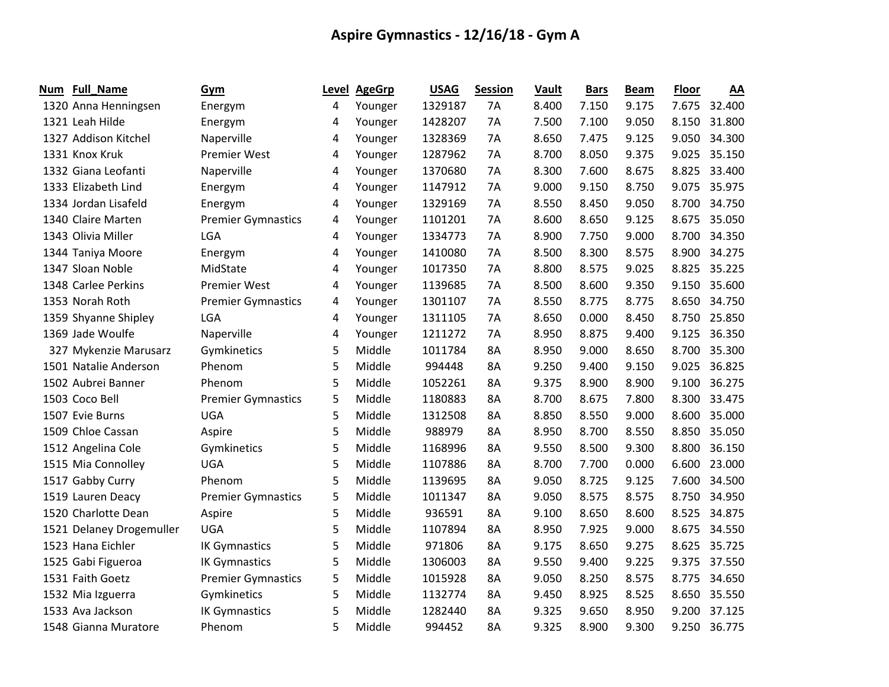# Aspire Gymnastics - 12/16/18 - Gym A

| Num | Full_Name | Gym | Level | AgeGrp | USAG | Session | Vault | Bars | Beam | Floor | AA |
|---|---|---|---|---|---|---|---|---|---|---|---|
| 1320 | Anna Henningsen | Energym | 4 | Younger | 1329187 | 7A | 8.400 | 7.150 | 9.175 | 7.675 | 32.400 |
| 1321 | Leah Hilde | Energym | 4 | Younger | 1428207 | 7A | 7.500 | 7.100 | 9.050 | 8.150 | 31.800 |
| 1327 | Addison Kitchel | Naperville | 4 | Younger | 1328369 | 7A | 8.650 | 7.475 | 9.125 | 9.050 | 34.300 |
| 1331 | Knox Kruk | Premier West | 4 | Younger | 1287962 | 7A | 8.700 | 8.050 | 9.375 | 9.025 | 35.150 |
| 1332 | Giana Leofanti | Naperville | 4 | Younger | 1370680 | 7A | 8.300 | 7.600 | 8.675 | 8.825 | 33.400 |
| 1333 | Elizabeth Lind | Energym | 4 | Younger | 1147912 | 7A | 9.000 | 9.150 | 8.750 | 9.075 | 35.975 |
| 1334 | Jordan Lisafeld | Energym | 4 | Younger | 1329169 | 7A | 8.550 | 8.450 | 9.050 | 8.700 | 34.750 |
| 1340 | Claire Marten | Premier Gymnastics | 4 | Younger | 1101201 | 7A | 8.600 | 8.650 | 9.125 | 8.675 | 35.050 |
| 1343 | Olivia Miller | LGA | 4 | Younger | 1334773 | 7A | 8.900 | 7.750 | 9.000 | 8.700 | 34.350 |
| 1344 | Taniya Moore | Energym | 4 | Younger | 1410080 | 7A | 8.500 | 8.300 | 8.575 | 8.900 | 34.275 |
| 1347 | Sloan Noble | MidState | 4 | Younger | 1017350 | 7A | 8.800 | 8.575 | 9.025 | 8.825 | 35.225 |
| 1348 | Carlee Perkins | Premier West | 4 | Younger | 1139685 | 7A | 8.500 | 8.600 | 9.350 | 9.150 | 35.600 |
| 1353 | Norah Roth | Premier Gymnastics | 4 | Younger | 1301107 | 7A | 8.550 | 8.775 | 8.775 | 8.650 | 34.750 |
| 1359 | Shyanne Shipley | LGA | 4 | Younger | 1311105 | 7A | 8.650 | 0.000 | 8.450 | 8.750 | 25.850 |
| 1369 | Jade Woulfe | Naperville | 4 | Younger | 1211272 | 7A | 8.950 | 8.875 | 9.400 | 9.125 | 36.350 |
| 327 | Mykenzie Marusarz | Gymkinetics | 5 | Middle | 1011784 | 8A | 8.950 | 9.000 | 8.650 | 8.700 | 35.300 |
| 1501 | Natalie Anderson | Phenom | 5 | Middle | 994448 | 8A | 9.250 | 9.400 | 9.150 | 9.025 | 36.825 |
| 1502 | Aubrei Banner | Phenom | 5 | Middle | 1052261 | 8A | 9.375 | 8.900 | 8.900 | 9.100 | 36.275 |
| 1503 | Coco Bell | Premier Gymnastics | 5 | Middle | 1180883 | 8A | 8.700 | 8.675 | 7.800 | 8.300 | 33.475 |
| 1507 | Evie Burns | UGA | 5 | Middle | 1312508 | 8A | 8.850 | 8.550 | 9.000 | 8.600 | 35.000 |
| 1509 | Chloe Cassan | Aspire | 5 | Middle | 988979 | 8A | 8.950 | 8.700 | 8.550 | 8.850 | 35.050 |
| 1512 | Angelina Cole | Gymkinetics | 5 | Middle | 1168996 | 8A | 9.550 | 8.500 | 9.300 | 8.800 | 36.150 |
| 1515 | Mia Connolley | UGA | 5 | Middle | 1107886 | 8A | 8.700 | 7.700 | 0.000 | 6.600 | 23.000 |
| 1517 | Gabby Curry | Phenom | 5 | Middle | 1139695 | 8A | 9.050 | 8.725 | 9.125 | 7.600 | 34.500 |
| 1519 | Lauren Deacy | Premier Gymnastics | 5 | Middle | 1011347 | 8A | 9.050 | 8.575 | 8.575 | 8.750 | 34.950 |
| 1520 | Charlotte Dean | Aspire | 5 | Middle | 936591 | 8A | 9.100 | 8.650 | 8.600 | 8.525 | 34.875 |
| 1521 | Delaney Drogemuller | UGA | 5 | Middle | 1107894 | 8A | 8.950 | 7.925 | 9.000 | 8.675 | 34.550 |
| 1523 | Hana Eichler | IK Gymnastics | 5 | Middle | 971806 | 8A | 9.175 | 8.650 | 9.275 | 8.625 | 35.725 |
| 1525 | Gabi Figueroa | IK Gymnastics | 5 | Middle | 1306003 | 8A | 9.550 | 9.400 | 9.225 | 9.375 | 37.550 |
| 1531 | Faith Goetz | Premier Gymnastics | 5 | Middle | 1015928 | 8A | 9.050 | 8.250 | 8.575 | 8.775 | 34.650 |
| 1532 | Mia Izguerra | Gymkinetics | 5 | Middle | 1132774 | 8A | 9.450 | 8.925 | 8.525 | 8.650 | 35.550 |
| 1533 | Ava Jackson | IK Gymnastics | 5 | Middle | 1282440 | 8A | 9.325 | 9.650 | 8.950 | 9.200 | 37.125 |
| 1548 | Gianna Muratore | Phenom | 5 | Middle | 994452 | 8A | 9.325 | 8.900 | 9.300 | 9.250 | 36.775 |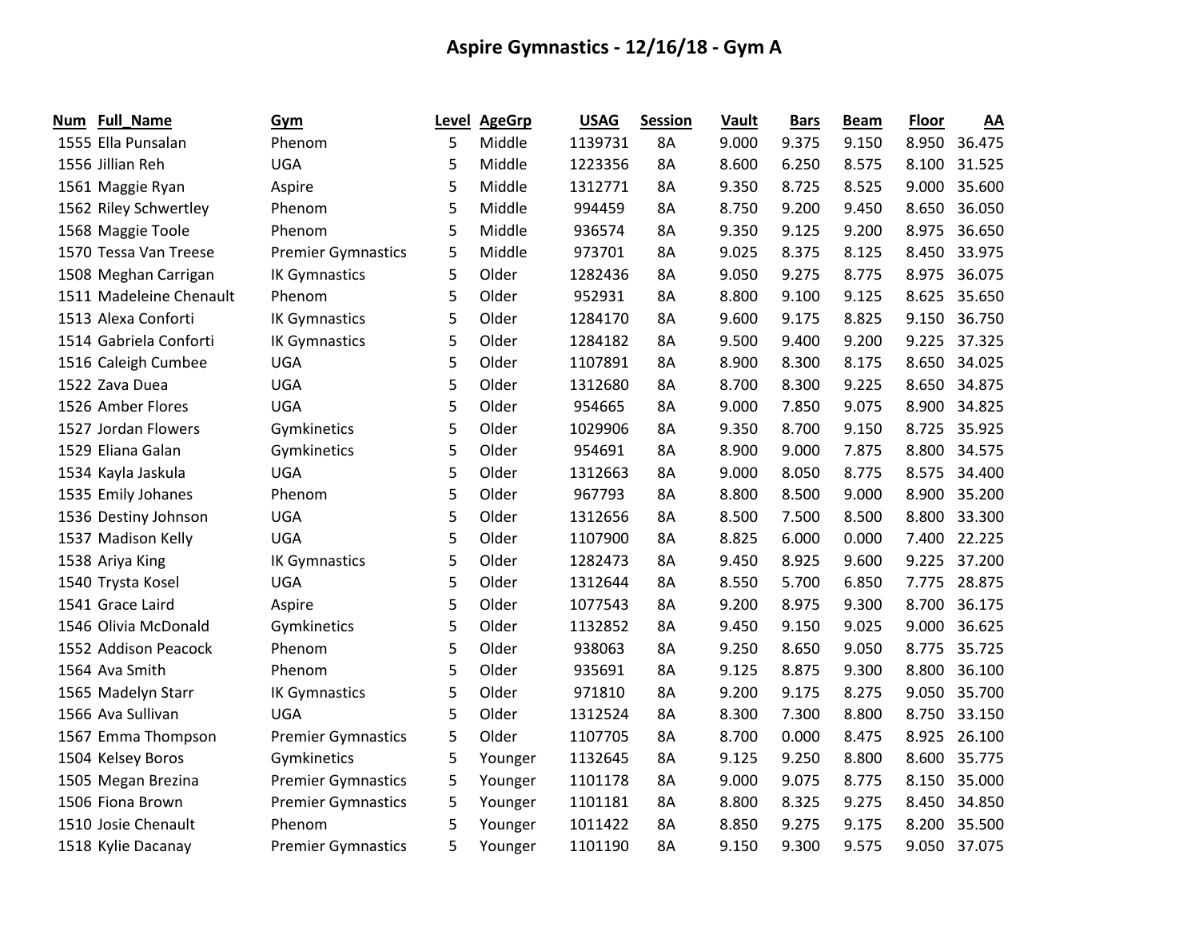# Aspire Gymnastics - 12/16/18 - Gym A

| Num | Full_Name | Gym | Level | AgeGrp | USAG | Session | Vault | Bars | Beam | Floor | AA |
|---|---|---|---|---|---|---|---|---|---|---|---|
| 1555 | Ella Punsalan | Phenom | 5 | Middle | 1139731 | 8A | 9.000 | 9.375 | 9.150 | 8.950 | 36.475 |
| 1556 | Jillian Reh | UGA | 5 | Middle | 1223356 | 8A | 8.600 | 6.250 | 8.575 | 8.100 | 31.525 |
| 1561 | Maggie Ryan | Aspire | 5 | Middle | 1312771 | 8A | 9.350 | 8.725 | 8.525 | 9.000 | 35.600 |
| 1562 | Riley Schwertley | Phenom | 5 | Middle | 994459 | 8A | 8.750 | 9.200 | 9.450 | 8.650 | 36.050 |
| 1568 | Maggie Toole | Phenom | 5 | Middle | 936574 | 8A | 9.350 | 9.125 | 9.200 | 8.975 | 36.650 |
| 1570 | Tessa Van Treese | Premier Gymnastics | 5 | Middle | 973701 | 8A | 9.025 | 8.375 | 8.125 | 8.450 | 33.975 |
| 1508 | Meghan Carrigan | IK Gymnastics | 5 | Older | 1282436 | 8A | 9.050 | 9.275 | 8.775 | 8.975 | 36.075 |
| 1511 | Madeleine Chenault | Phenom | 5 | Older | 952931 | 8A | 8.800 | 9.100 | 9.125 | 8.625 | 35.650 |
| 1513 | Alexa Conforti | IK Gymnastics | 5 | Older | 1284170 | 8A | 9.600 | 9.175 | 8.825 | 9.150 | 36.750 |
| 1514 | Gabriela Conforti | IK Gymnastics | 5 | Older | 1284182 | 8A | 9.500 | 9.400 | 9.200 | 9.225 | 37.325 |
| 1516 | Caleigh Cumbee | UGA | 5 | Older | 1107891 | 8A | 8.900 | 8.300 | 8.175 | 8.650 | 34.025 |
| 1522 | Zava Duea | UGA | 5 | Older | 1312680 | 8A | 8.700 | 8.300 | 9.225 | 8.650 | 34.875 |
| 1526 | Amber Flores | UGA | 5 | Older | 954665 | 8A | 9.000 | 7.850 | 9.075 | 8.900 | 34.825 |
| 1527 | Jordan Flowers | Gymkinetics | 5 | Older | 1029906 | 8A | 9.350 | 8.700 | 9.150 | 8.725 | 35.925 |
| 1529 | Eliana Galan | Gymkinetics | 5 | Older | 954691 | 8A | 8.900 | 9.000 | 7.875 | 8.800 | 34.575 |
| 1534 | Kayla Jaskula | UGA | 5 | Older | 1312663 | 8A | 9.000 | 8.050 | 8.775 | 8.575 | 34.400 |
| 1535 | Emily Johanes | Phenom | 5 | Older | 967793 | 8A | 8.800 | 8.500 | 9.000 | 8.900 | 35.200 |
| 1536 | Destiny Johnson | UGA | 5 | Older | 1312656 | 8A | 8.500 | 7.500 | 8.500 | 8.800 | 33.300 |
| 1537 | Madison Kelly | UGA | 5 | Older | 1107900 | 8A | 8.825 | 6.000 | 0.000 | 7.400 | 22.225 |
| 1538 | Ariya King | IK Gymnastics | 5 | Older | 1282473 | 8A | 9.450 | 8.925 | 9.600 | 9.225 | 37.200 |
| 1540 | Trysta Kosel | UGA | 5 | Older | 1312644 | 8A | 8.550 | 5.700 | 6.850 | 7.775 | 28.875 |
| 1541 | Grace Laird | Aspire | 5 | Older | 1077543 | 8A | 9.200 | 8.975 | 9.300 | 8.700 | 36.175 |
| 1546 | Olivia McDonald | Gymkinetics | 5 | Older | 1132852 | 8A | 9.450 | 9.150 | 9.025 | 9.000 | 36.625 |
| 1552 | Addison Peacock | Phenom | 5 | Older | 938063 | 8A | 9.250 | 8.650 | 9.050 | 8.775 | 35.725 |
| 1564 | Ava Smith | Phenom | 5 | Older | 935691 | 8A | 9.125 | 8.875 | 9.300 | 8.800 | 36.100 |
| 1565 | Madelyn Starr | IK Gymnastics | 5 | Older | 971810 | 8A | 9.200 | 9.175 | 8.275 | 9.050 | 35.700 |
| 1566 | Ava Sullivan | UGA | 5 | Older | 1312524 | 8A | 8.300 | 7.300 | 8.800 | 8.750 | 33.150 |
| 1567 | Emma Thompson | Premier Gymnastics | 5 | Older | 1107705 | 8A | 8.700 | 0.000 | 8.475 | 8.925 | 26.100 |
| 1504 | Kelsey Boros | Gymkinetics | 5 | Younger | 1132645 | 8A | 9.125 | 9.250 | 8.800 | 8.600 | 35.775 |
| 1505 | Megan Brezina | Premier Gymnastics | 5 | Younger | 1101178 | 8A | 9.000 | 9.075 | 8.775 | 8.150 | 35.000 |
| 1506 | Fiona Brown | Premier Gymnastics | 5 | Younger | 1101181 | 8A | 8.800 | 8.325 | 9.275 | 8.450 | 34.850 |
| 1510 | Josie Chenault | Phenom | 5 | Younger | 1011422 | 8A | 8.850 | 9.275 | 9.175 | 8.200 | 35.500 |
| 1518 | Kylie Dacanay | Premier Gymnastics | 5 | Younger | 1101190 | 8A | 9.150 | 9.300 | 9.575 | 9.050 | 37.075 |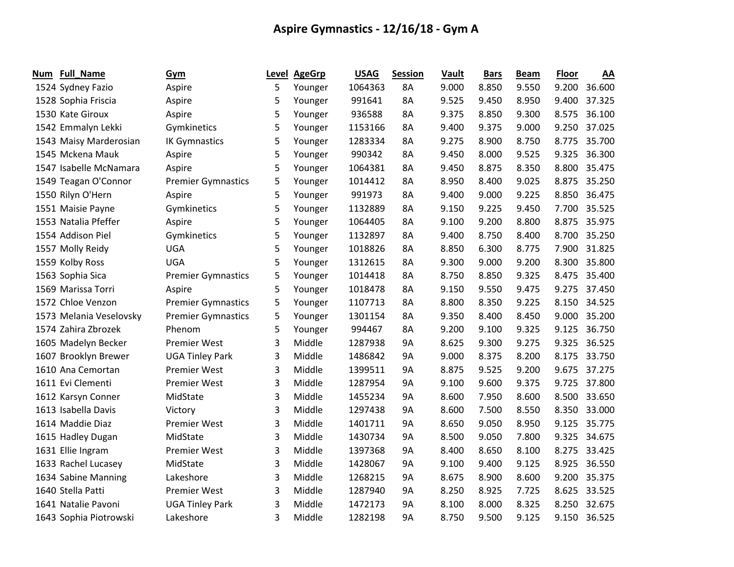# Aspire Gymnastics - 12/16/18 - Gym A

| Num | Full_Name | Gym | Level | AgeGrp | USAG | Session | Vault | Bars | Beam | Floor | AA |
|---|---|---|---|---|---|---|---|---|---|---|---|
| 1524 | Sydney Fazio | Aspire | 5 | Younger | 1064363 | 8A | 9.000 | 8.850 | 9.550 | 9.200 | 36.600 |
| 1528 | Sophia Friscia | Aspire | 5 | Younger | 991641 | 8A | 9.525 | 9.450 | 8.950 | 9.400 | 37.325 |
| 1530 | Kate Giroux | Aspire | 5 | Younger | 936588 | 8A | 9.375 | 8.850 | 9.300 | 8.575 | 36.100 |
| 1542 | Emmalyn Lekki | Gymkinetics | 5 | Younger | 1153166 | 8A | 9.400 | 9.375 | 9.000 | 9.250 | 37.025 |
| 1543 | Maisy Marderosian | IK Gymnastics | 5 | Younger | 1283334 | 8A | 9.275 | 8.900 | 8.750 | 8.775 | 35.700 |
| 1545 | Mckena Mauk | Aspire | 5 | Younger | 990342 | 8A | 9.450 | 8.000 | 9.525 | 9.325 | 36.300 |
| 1547 | Isabelle McNamara | Aspire | 5 | Younger | 1064381 | 8A | 9.450 | 8.875 | 8.350 | 8.800 | 35.475 |
| 1549 | Teagan O'Connor | Premier Gymnastics | 5 | Younger | 1014412 | 8A | 8.950 | 8.400 | 9.025 | 8.875 | 35.250 |
| 1550 | Rilyn O'Hern | Aspire | 5 | Younger | 991973 | 8A | 9.400 | 9.000 | 9.225 | 8.850 | 36.475 |
| 1551 | Maisie Payne | Gymkinetics | 5 | Younger | 1132889 | 8A | 9.150 | 9.225 | 9.450 | 7.700 | 35.525 |
| 1553 | Natalia Pfeffer | Aspire | 5 | Younger | 1064405 | 8A | 9.100 | 9.200 | 8.800 | 8.875 | 35.975 |
| 1554 | Addison Piel | Gymkinetics | 5 | Younger | 1132897 | 8A | 9.400 | 8.750 | 8.400 | 8.700 | 35.250 |
| 1557 | Molly Reidy | UGA | 5 | Younger | 1018826 | 8A | 8.850 | 6.300 | 8.775 | 7.900 | 31.825 |
| 1559 | Kolby Ross | UGA | 5 | Younger | 1312615 | 8A | 9.300 | 9.000 | 9.200 | 8.300 | 35.800 |
| 1563 | Sophia Sica | Premier Gymnastics | 5 | Younger | 1014418 | 8A | 8.750 | 8.850 | 9.325 | 8.475 | 35.400 |
| 1569 | Marissa Torri | Aspire | 5 | Younger | 1018478 | 8A | 9.150 | 9.550 | 9.475 | 9.275 | 37.450 |
| 1572 | Chloe Venzon | Premier Gymnastics | 5 | Younger | 1107713 | 8A | 8.800 | 8.350 | 9.225 | 8.150 | 34.525 |
| 1573 | Melania Veselovsky | Premier Gymnastics | 5 | Younger | 1301154 | 8A | 9.350 | 8.400 | 8.450 | 9.000 | 35.200 |
| 1574 | Zahira Zbrozek | Phenom | 5 | Younger | 994467 | 8A | 9.200 | 9.100 | 9.325 | 9.125 | 36.750 |
| 1605 | Madelyn Becker | Premier West | 3 | Middle | 1287938 | 9A | 8.625 | 9.300 | 9.275 | 9.325 | 36.525 |
| 1607 | Brooklyn Brewer | UGA Tinley Park | 3 | Middle | 1486842 | 9A | 9.000 | 8.375 | 8.200 | 8.175 | 33.750 |
| 1610 | Ana Cemortan | Premier West | 3 | Middle | 1399511 | 9A | 8.875 | 9.525 | 9.200 | 9.675 | 37.275 |
| 1611 | Evi Clementi | Premier West | 3 | Middle | 1287954 | 9A | 9.100 | 9.600 | 9.375 | 9.725 | 37.800 |
| 1612 | Karsyn Conner | MidState | 3 | Middle | 1455234 | 9A | 8.600 | 7.950 | 8.600 | 8.500 | 33.650 |
| 1613 | Isabella Davis | Victory | 3 | Middle | 1297438 | 9A | 8.600 | 7.500 | 8.550 | 8.350 | 33.000 |
| 1614 | Maddie Diaz | Premier West | 3 | Middle | 1401711 | 9A | 8.650 | 9.050 | 8.950 | 9.125 | 35.775 |
| 1615 | Hadley Dugan | MidState | 3 | Middle | 1430734 | 9A | 8.500 | 9.050 | 7.800 | 9.325 | 34.675 |
| 1631 | Ellie Ingram | Premier West | 3 | Middle | 1397368 | 9A | 8.400 | 8.650 | 8.100 | 8.275 | 33.425 |
| 1633 | Rachel Lucasey | MidState | 3 | Middle | 1428067 | 9A | 9.100 | 9.400 | 9.125 | 8.925 | 36.550 |
| 1634 | Sabine Manning | Lakeshore | 3 | Middle | 1268215 | 9A | 8.675 | 8.900 | 8.600 | 9.200 | 35.375 |
| 1640 | Stella Patti | Premier West | 3 | Middle | 1287940 | 9A | 8.250 | 8.925 | 7.725 | 8.625 | 33.525 |
| 1641 | Natalie Pavoni | UGA Tinley Park | 3 | Middle | 1472173 | 9A | 8.100 | 8.000 | 8.325 | 8.250 | 32.675 |
| 1643 | Sophia Piotrowski | Lakeshore | 3 | Middle | 1282198 | 9A | 8.750 | 9.500 | 9.125 | 9.150 | 36.525 |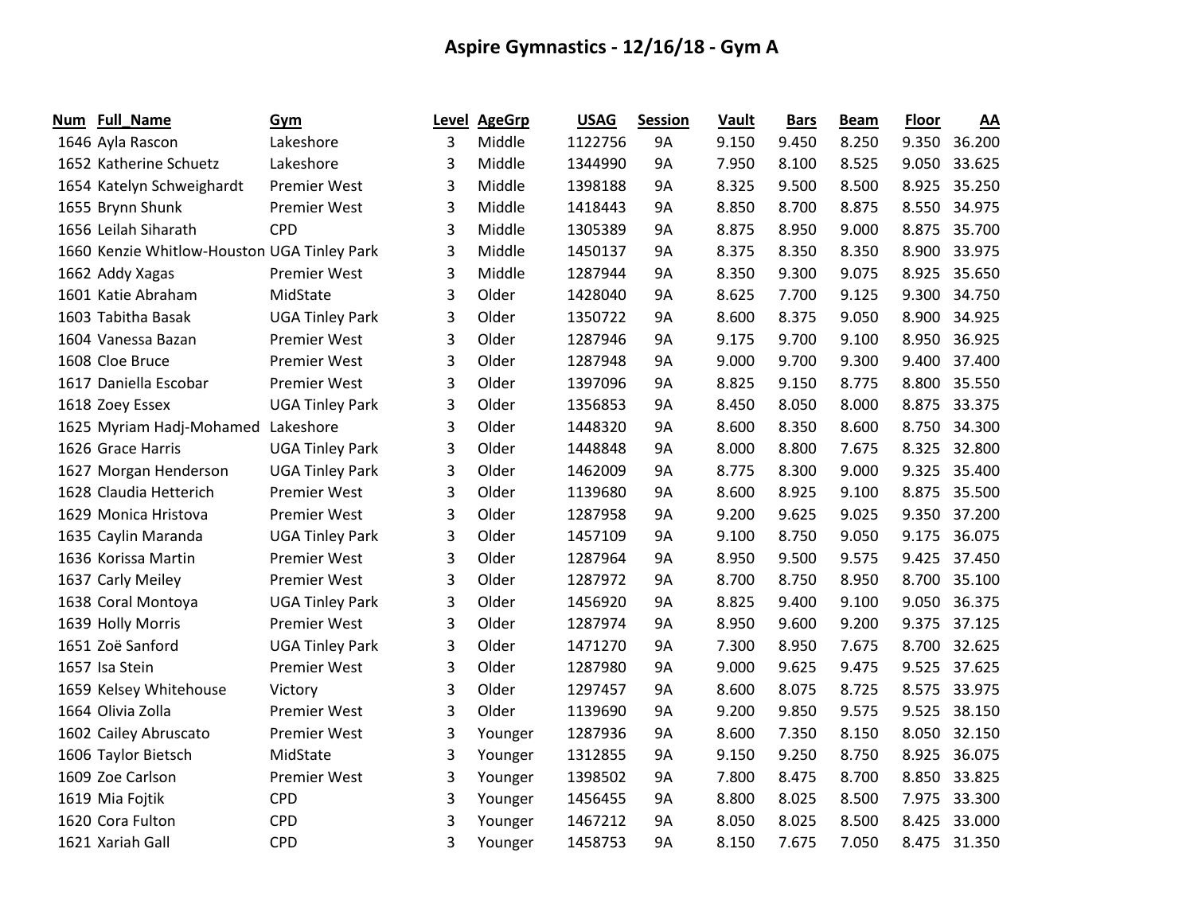# Aspire Gymnastics - 12/16/18 - Gym A

| Num | Full_Name | Gym | Level | AgeGrp | USAG | Session | Vault | Bars | Beam | Floor | AA |
|---|---|---|---|---|---|---|---|---|---|---|---|
| 1646 | Ayla Rascon | Lakeshore | 3 | Middle | 1122756 | 9A | 9.150 | 9.450 | 8.250 | 9.350 | 36.200 |
| 1652 | Katherine Schuetz | Lakeshore | 3 | Middle | 1344990 | 9A | 7.950 | 8.100 | 8.525 | 9.050 | 33.625 |
| 1654 | Katelyn Schweighardt | Premier West | 3 | Middle | 1398188 | 9A | 8.325 | 9.500 | 8.500 | 8.925 | 35.250 |
| 1655 | Brynn Shunk | Premier West | 3 | Middle | 1418443 | 9A | 8.850 | 8.700 | 8.875 | 8.550 | 34.975 |
| 1656 | Leilah Siharath | CPD | 3 | Middle | 1305389 | 9A | 8.875 | 8.950 | 9.000 | 8.875 | 35.700 |
| 1660 | Kenzie Whitlow-Houston | UGA Tinley Park | 3 | Middle | 1450137 | 9A | 8.375 | 8.350 | 8.350 | 8.900 | 33.975 |
| 1662 | Addy Xagas | Premier West | 3 | Middle | 1287944 | 9A | 8.350 | 9.300 | 9.075 | 8.925 | 35.650 |
| 1601 | Katie Abraham | MidState | 3 | Older | 1428040 | 9A | 8.625 | 7.700 | 9.125 | 9.300 | 34.750 |
| 1603 | Tabitha Basak | UGA Tinley Park | 3 | Older | 1350722 | 9A | 8.600 | 8.375 | 9.050 | 8.900 | 34.925 |
| 1604 | Vanessa Bazan | Premier West | 3 | Older | 1287946 | 9A | 9.175 | 9.700 | 9.100 | 8.950 | 36.925 |
| 1608 | Cloe Bruce | Premier West | 3 | Older | 1287948 | 9A | 9.000 | 9.700 | 9.300 | 9.400 | 37.400 |
| 1617 | Daniella Escobar | Premier West | 3 | Older | 1397096 | 9A | 8.825 | 9.150 | 8.775 | 8.800 | 35.550 |
| 1618 | Zoey Essex | UGA Tinley Park | 3 | Older | 1356853 | 9A | 8.450 | 8.050 | 8.000 | 8.875 | 33.375 |
| 1625 | Myriam Hadj-Mohamed | Lakeshore | 3 | Older | 1448320 | 9A | 8.600 | 8.350 | 8.600 | 8.750 | 34.300 |
| 1626 | Grace Harris | UGA Tinley Park | 3 | Older | 1448848 | 9A | 8.000 | 8.800 | 7.675 | 8.325 | 32.800 |
| 1627 | Morgan Henderson | UGA Tinley Park | 3 | Older | 1462009 | 9A | 8.775 | 8.300 | 9.000 | 9.325 | 35.400 |
| 1628 | Claudia Hetterich | Premier West | 3 | Older | 1139680 | 9A | 8.600 | 8.925 | 9.100 | 8.875 | 35.500 |
| 1629 | Monica Hristova | Premier West | 3 | Older | 1287958 | 9A | 9.200 | 9.625 | 9.025 | 9.350 | 37.200 |
| 1635 | Caylin Maranda | UGA Tinley Park | 3 | Older | 1457109 | 9A | 9.100 | 8.750 | 9.050 | 9.175 | 36.075 |
| 1636 | Korissa Martin | Premier West | 3 | Older | 1287964 | 9A | 8.950 | 9.500 | 9.575 | 9.425 | 37.450 |
| 1637 | Carly Meiley | Premier West | 3 | Older | 1287972 | 9A | 8.700 | 8.750 | 8.950 | 8.700 | 35.100 |
| 1638 | Coral Montoya | UGA Tinley Park | 3 | Older | 1456920 | 9A | 8.825 | 9.400 | 9.100 | 9.050 | 36.375 |
| 1639 | Holly Morris | Premier West | 3 | Older | 1287974 | 9A | 8.950 | 9.600 | 9.200 | 9.375 | 37.125 |
| 1651 | Zoë Sanford | UGA Tinley Park | 3 | Older | 1471270 | 9A | 7.300 | 8.950 | 7.675 | 8.700 | 32.625 |
| 1657 | Isa Stein | Premier West | 3 | Older | 1287980 | 9A | 9.000 | 9.625 | 9.475 | 9.525 | 37.625 |
| 1659 | Kelsey Whitehouse | Victory | 3 | Older | 1297457 | 9A | 8.600 | 8.075 | 8.725 | 8.575 | 33.975 |
| 1664 | Olivia Zolla | Premier West | 3 | Older | 1139690 | 9A | 9.200 | 9.850 | 9.575 | 9.525 | 38.150 |
| 1602 | Cailey Abruscato | Premier West | 3 | Younger | 1287936 | 9A | 8.600 | 7.350 | 8.150 | 8.050 | 32.150 |
| 1606 | Taylor Bietsch | MidState | 3 | Younger | 1312855 | 9A | 9.150 | 9.250 | 8.750 | 8.925 | 36.075 |
| 1609 | Zoe Carlson | Premier West | 3 | Younger | 1398502 | 9A | 7.800 | 8.475 | 8.700 | 8.850 | 33.825 |
| 1619 | Mia Fojtik | CPD | 3 | Younger | 1456455 | 9A | 8.800 | 8.025 | 8.500 | 7.975 | 33.300 |
| 1620 | Cora Fulton | CPD | 3 | Younger | 1467212 | 9A | 8.050 | 8.025 | 8.500 | 8.425 | 33.000 |
| 1621 | Xariah Gall | CPD | 3 | Younger | 1458753 | 9A | 8.150 | 7.675 | 7.050 | 8.475 | 31.350 |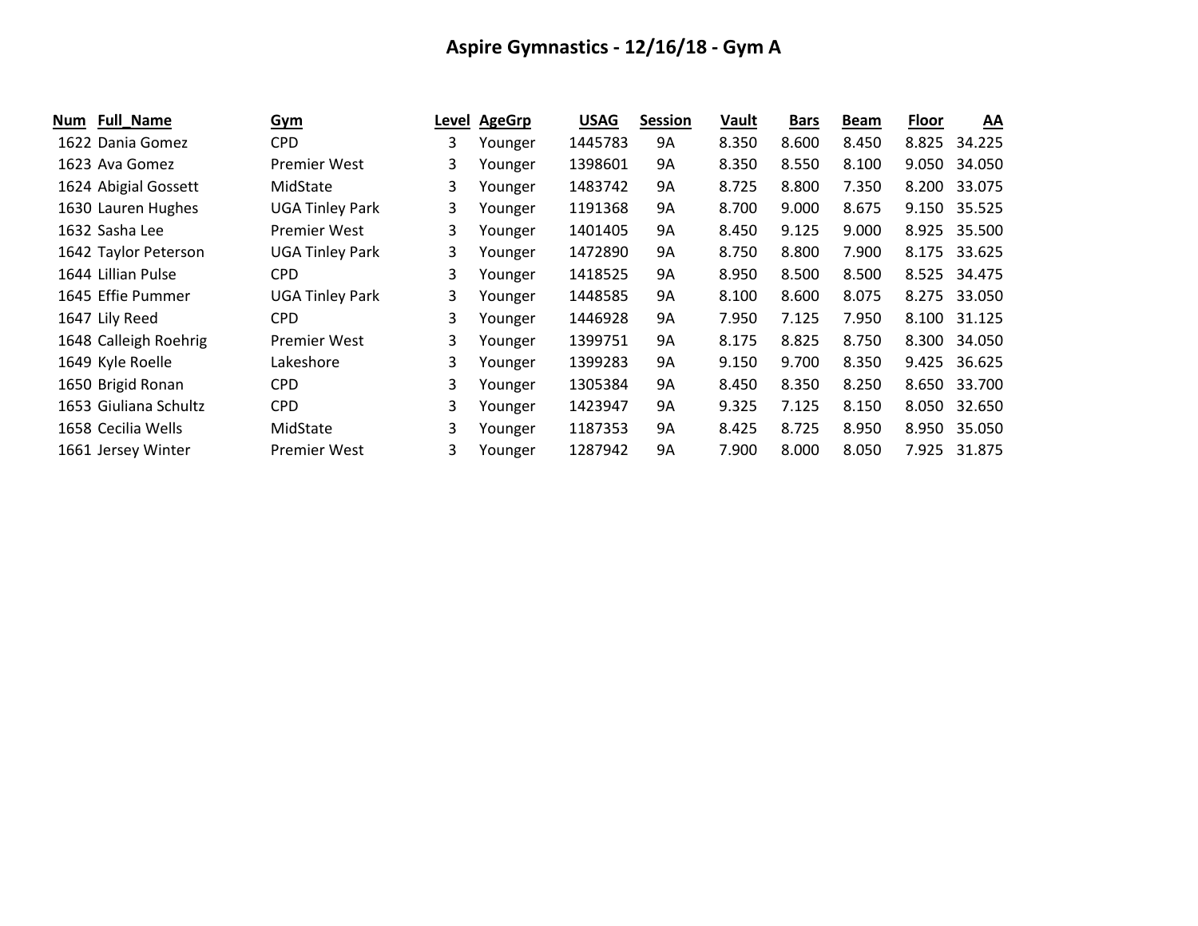# Aspire Gymnastics - 12/16/18 - Gym A

| Num | Full_Name | Gym | Level | AgeGrp | USAG | Session | Vault | Bars | Beam | Floor | AA |
|---|---|---|---|---|---|---|---|---|---|---|---|
| 1622 | Dania Gomez | CPD | 3 | Younger | 1445783 | 9A | 8.350 | 8.600 | 8.450 | 8.825 | 34.225 |
| 1623 | Ava Gomez | Premier West | 3 | Younger | 1398601 | 9A | 8.350 | 8.550 | 8.100 | 9.050 | 34.050 |
| 1624 | Abigial Gossett | MidState | 3 | Younger | 1483742 | 9A | 8.725 | 8.800 | 7.350 | 8.200 | 33.075 |
| 1630 | Lauren Hughes | UGA Tinley Park | 3 | Younger | 1191368 | 9A | 8.700 | 9.000 | 8.675 | 9.150 | 35.525 |
| 1632 | Sasha Lee | Premier West | 3 | Younger | 1401405 | 9A | 8.450 | 9.125 | 9.000 | 8.925 | 35.500 |
| 1642 | Taylor Peterson | UGA Tinley Park | 3 | Younger | 1472890 | 9A | 8.750 | 8.800 | 7.900 | 8.175 | 33.625 |
| 1644 | Lillian Pulse | CPD | 3 | Younger | 1418525 | 9A | 8.950 | 8.500 | 8.500 | 8.525 | 34.475 |
| 1645 | Effie Pummer | UGA Tinley Park | 3 | Younger | 1448585 | 9A | 8.100 | 8.600 | 8.075 | 8.275 | 33.050 |
| 1647 | Lily Reed | CPD | 3 | Younger | 1446928 | 9A | 7.950 | 7.125 | 7.950 | 8.100 | 31.125 |
| 1648 | Calleigh Roehrig | Premier West | 3 | Younger | 1399751 | 9A | 8.175 | 8.825 | 8.750 | 8.300 | 34.050 |
| 1649 | Kyle Roelle | Lakeshore | 3 | Younger | 1399283 | 9A | 9.150 | 9.700 | 8.350 | 9.425 | 36.625 |
| 1650 | Brigid Ronan | CPD | 3 | Younger | 1305384 | 9A | 8.450 | 8.350 | 8.250 | 8.650 | 33.700 |
| 1653 | Giuliana Schultz | CPD | 3 | Younger | 1423947 | 9A | 9.325 | 7.125 | 8.150 | 8.050 | 32.650 |
| 1658 | Cecilia Wells | MidState | 3 | Younger | 1187353 | 9A | 8.425 | 8.725 | 8.950 | 8.950 | 35.050 |
| 1661 | Jersey Winter | Premier West | 3 | Younger | 1287942 | 9A | 7.900 | 8.000 | 8.050 | 7.925 | 31.875 |